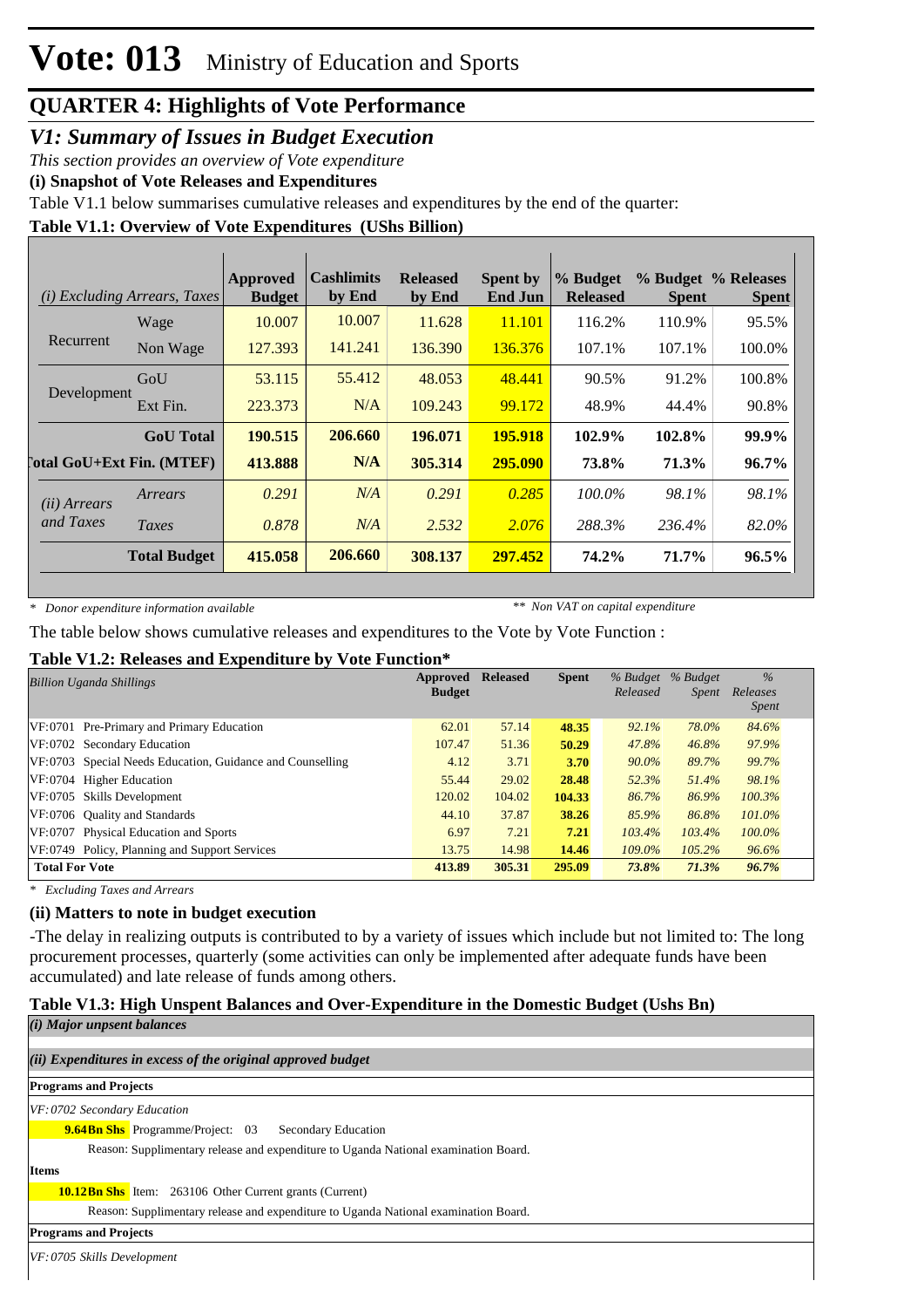# Vote: 013 Ministry of Education and Sports

## QUARTER 4: Highlights of Vote Performance

## *V1: Summary of Issues in Budget Execution*

*This section provides an overview of Vote expenditure*

**(i) Snapshot of Vote Releases and Expenditures**

Table V1.1 below summarises cumulative releases and expenditures by the end of the quarter:

**Table V1.1: Overview of Vote Expenditures (UShs Billion)**

| *(i) Excluding Arrears, Taxes* | | Approved Budget | Cashlimits by End | Released by End | Spent by End Jun | % Budget Released | % Budget Spent | % Releases Spent |
|---|---|---|---|---|---|---|---|---|
| Recurrent | Wage | 10.007 | 10.007 | 11.628 | 11.101 | 116.2% | 110.9% | 95.5% |
| | Non Wage | 127.393 | 141.241 | 136.390 | 136.376 | 107.1% | 107.1% | 100.0% |
| Development | GoU | 53.115 | 55.412 | 48.053 | 48.441 | 90.5% | 91.2% | 100.8% |
| | Ext Fin. | 223.373 | N/A | 109.243 | 99.172 | 48.9% | 44.4% | 90.8% |
| | **GoU Total** | **190.515** | **206.660** | **196.071** | **195.918** | **102.9%** | **102.8%** | **99.9%** |
| **Total GoU+Ext Fin. (MTEF)** | | **413.888** | **N/A** | **305.314** | **295.090** | **73.8%** | **71.3%** | **96.7%** |
| *(ii) Arrears and Taxes* | *Arrears* | *0.291* | *N/A* | *0.291* | *0.285* | *100.0%* | *98.1%* | *98.1%* |
| | *Taxes* | *0.878* | *N/A* | *2.532* | *2.076* | *288.3%* | *236.4%* | *82.0%* |
| | **Total Budget** | **415.058** | **206.660** | **308.137** | **297.452** | **74.2%** | **71.7%** | **96.5%** |

\* *Donor expenditure information available* ** *Non VAT on capital expenditure*

The table below shows cumulative releases and expenditures to the Vote by Vote Function :

**Table V1.2: Releases and Expenditure by Vote Function***

| *Billion Uganda Shillings* | Approved Budget | Released | Spent | *% Budget Released* | *% Budget Spent* | *% Releases Spent* |
|---|---|---|---|---|---|---|
| VF:0701 Pre-Primary and Primary Education | 62.01 | 57.14 | **48.35** | *92.1%* | *78.0%* | *84.6%* |
| VF:0702 Secondary Education | 107.47 | 51.36 | **50.29** | *47.8%* | *46.8%* | *97.9%* |
| VF:0703 Special Needs Education, Guidance and Counselling | 4.12 | 3.71 | **3.70** | *90.0%* | *89.7%* | *99.7%* |
| VF:0704 Higher Education | 55.44 | 29.02 | **28.48** | *52.3%* | *51.4%* | *98.1%* |
| VF:0705 Skills Development | 120.02 | 104.02 | **104.33** | *86.7%* | *86.9%* | *100.3%* |
| VF:0706 Quality and Standards | 44.10 | 37.87 | **38.26** | *85.9%* | *86.8%* | *101.0%* |
| VF:0707 Physical Education and Sports | 6.97 | 7.21 | **7.21** | *103.4%* | *103.4%* | *100.0%* |
| VF:0749 Policy, Planning and Support Services | 13.75 | 14.98 | **14.46** | *109.0%* | *105.2%* | *96.6%* |
| **Total For Vote** | **413.89** | **305.31** | **295.09** | ***73.8%*** | ***71.3%*** | ***96.7%*** |

\* *Excluding Taxes and Arrears*

### (ii) Matters to note in budget execution

-The delay in realizing outputs is contributed to by a variety of issues which include but not limited to: The long procurement processes, quarterly (some activities can only be implemented after adequate funds have been accumulated) and late release of funds among others.

**Table V1.3: High Unspent Balances and Over-Expenditure in the Domestic Budget (Ushs Bn)**

***(i) Major unpsent balances***

***(ii) Expenditures in excess of the original approved budget***

**Programs and Projects**

*VF:0702 Secondary Education*

**9.64Bn Shs** Programme/Project: 03 Secondary Education

Reason: Supplimentary release and expenditure to Uganda National examination Board.

**Items**

**10.12Bn Shs** Item: 263106 Other Current grants (Current)

Reason: Supplimentary release and expenditure to Uganda National examination Board.

**Programs and Projects**

*VF:0705 Skills Development*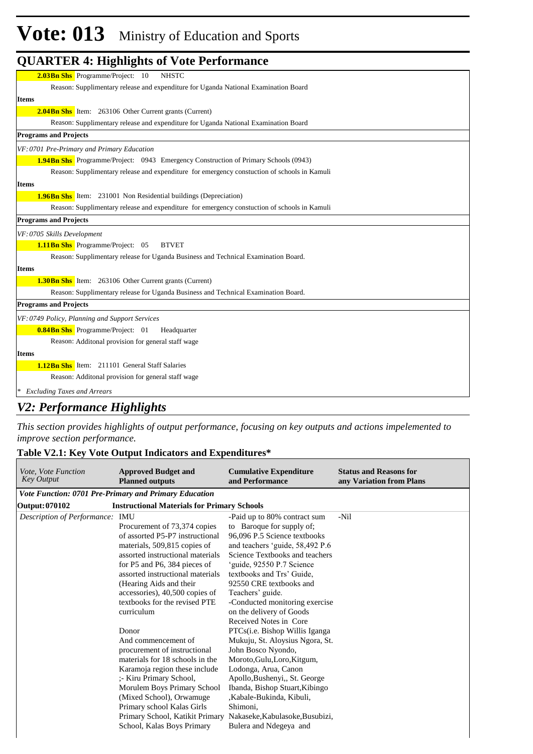# Vote: 013 Ministry of Education and Sports

## QUARTER 4: Highlights of Vote Performance

**2.03Bn Shs** Programme/Project: 10 NHSTC

Reason: Supplimentary release and expenditure for Uganda National Examination Board

**Items**

**2.04Bn Shs** Item: 263106 Other Current grants (Current)

Reason: Supplimentary release and expenditure for Uganda National Examination Board

**Programs and Projects**

*VF:0701 Pre-Primary and Primary Education*

**1.94Bn Shs** Programme/Project: 0943 Emergency Construction of Primary Schools (0943)

Reason: Supplimentary release and expenditure for emergency constuction of schools in Kamuli

**Items**

**1.96Bn Shs** Item: 231001 Non Residential buildings (Depreciation)

Reason: Supplimentary release and expenditure for emergency constuction of schools in Kamuli

**Programs and Projects**

*VF:0705 Skills Development*

**1.11Bn Shs** Programme/Project: 05 BTVET

Reason: Supplimentary release for Uganda Business and Technical Examination Board.

**Items**

**1.30Bn Shs** Item: 263106 Other Current grants (Current)

Reason: Supplimentary release for Uganda Business and Technical Examination Board.

**Programs and Projects**

*VF:0749 Policy, Planning and Support Services*

**0.84Bn Shs** Programme/Project: 01 Headquarter

Reason: Additonal provision for general staff wage

**Items**

**1.12Bn Shs** Item: 211101 General Staff Salaries

Reason: Additonal provision for general staff wage

\* *Excluding Taxes and Arrears*

## *V2: Performance Highlights*

*This section provides highlights of output performance, focusing on key outputs and actions impelemented to improve section performance.*

### Table V2.1: Key Vote Output Indicators and Expenditures*

| *Vote, Vote Function Key Output* | **Approved Budget and Planned outputs** | **Cumulative Expenditure and Performance** | **Status and Reasons for any Variation from Plans** |
|---|---|---|---|
| ***Vote Function: 0701 Pre-Primary and Primary Education*** | | | |
| **Output: 070102** | **Instructional Materials for Primary Schools** | | |
| *Description of Performance:* | IMU<br>Procurement of 73,374 copies of assorted P5-P7 instructional materials, 509,815 copies of assorted instructional materials for P5 and P6, 384 pieces of assorted instructional materials (Hearing Aids and their accessories), 40,500 copies of textbooks for the revised PTE curriculum<br><br>Donor<br>And commencement of procurement of instructional materials for 18 schools in the Karamoja region these include ;- Kiru Primary School, Morulem Boys Primary School (Mixed School), Orwamuge Primary school Kalas Girls Primary School, Katikit Primary School, Kalas Boys Primary | -Paid up to 80% contract sum to Baroque for supply of; 96,096 P.5 Science textbooks and teachers 'guide, 58,492 P.6 Science Textbooks and teachers 'guide, 92550 P.7 Science textbooks and Trs' Guide, 92550 CRE textbooks and Teachers' guide.<br>-Conducted monitoring exercise on the delivery of Goods Received Notes in Core PTCs(i.e. Bishop Willis Iganga Mukuju, St. Aloysius Ngora, St. John Bosco Nyondo, Moroto,Gulu,Loro,Kitgum, Lodonga, Arua, Canon Apollo,Bushenyi,, St. George Ibanda, Bishop Stuart,Kibingo ,Kabale-Bukinda, Kibuli, Shimoni, Nakaseke,Kabulasoke,Busubizi, Bulera and Ndegeya and | -Nil |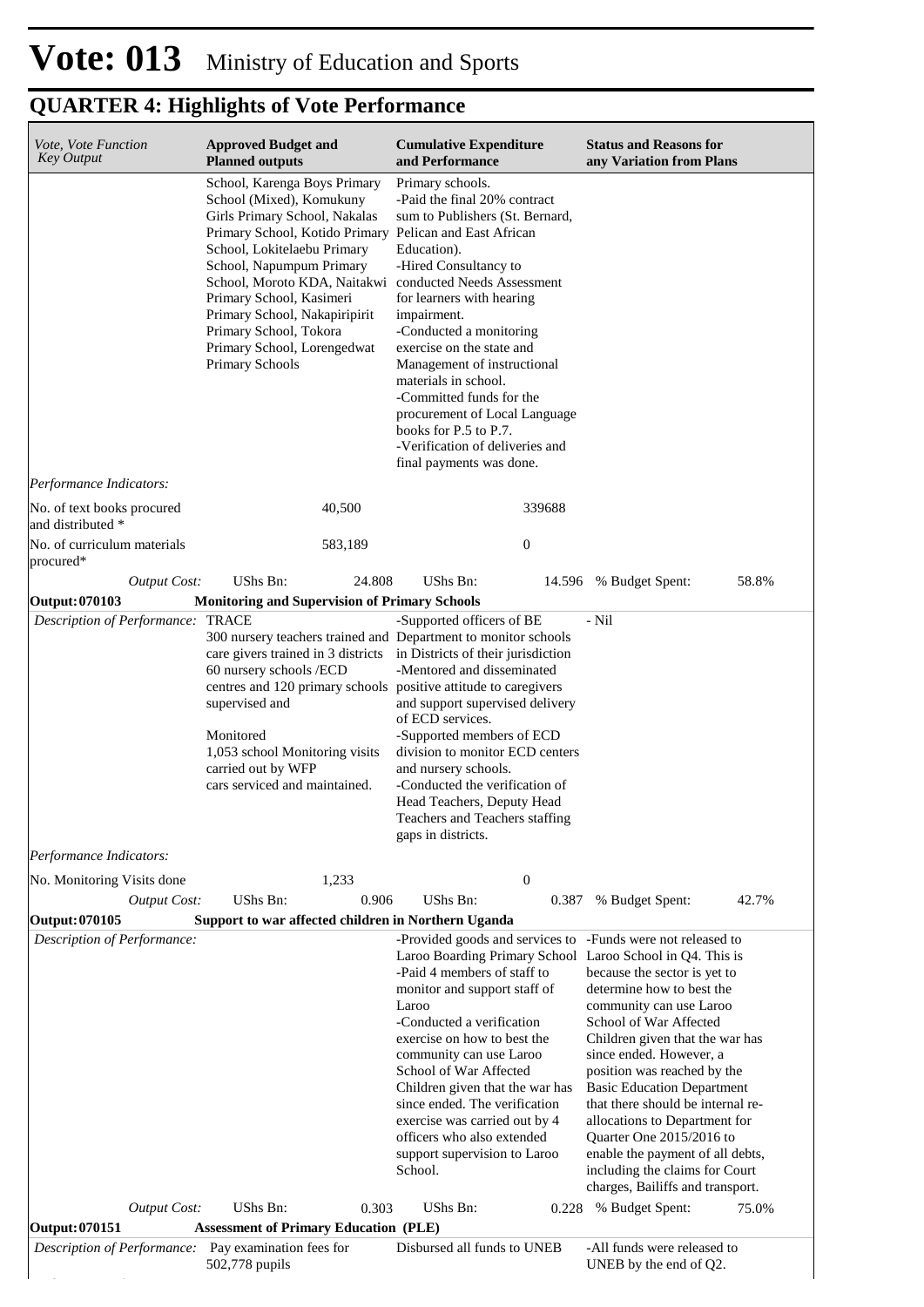# Vote: 013 Ministry of Education and Sports

## QUARTER 4: Highlights of Vote Performance

| *Vote, Vote Function Key Output* | **Approved Budget and Planned outputs** | **Cumulative Expenditure and Performance** | **Status and Reasons for any Variation from Plans** |
|---|---|---|---|
| | School, Karenga Boys Primary School (Mixed), Komukuny Girls Primary School, Nakalas Primary School, Kotido Primary School, Lokitelaebu Primary School, Napumpum Primary School, Moroto KDA, Naitakwi Primary School, Kasimeri Primary School, Nakapiripirit Primary School, Tokora Primary School, Lorengedwat Primary Schools | Primary schools.<br>-Paid the final 20% contract sum to Publishers (St. Bernard, Pelican and East African Education).<br>-Hired Consultancy to conducted Needs Assessment for learners with hearing impairment.<br>-Conducted a monitoring exercise on the state and Management of instructional materials in school.<br>-Committed funds for the procurement of Local Language books for P.5 to P.7.<br>-Verification of deliveries and final payments was done. | |
| *Performance Indicators:* | | | |
| No. of text books procured and distributed * | 40,500 | 339688 | |
| No. of curriculum materials procured* | 583,189 | 0 | |
| *Output Cost:* | UShs Bn: 24.808 | UShs Bn: 14.596 | % Budget Spent: 58.8% |
| **Output: 070103** | **Monitoring and Supervision of Primary Schools** | | |
| *Description of Performance:* | TRACE<br>300 nursery teachers trained and care givers trained in 3 districts 60 nursery schools /ECD centres and 120 primary schools supervised and<br><br>Monitored<br>1,053 school Monitoring visits carried out by WFP<br>cars serviced and maintained. | -Supported officers of BE Department to monitor schools in Districts of their jurisdiction<br>-Mentored and disseminated positive attitude to caregivers and support supervised delivery of ECD services.<br>-Supported members of ECD division to monitor ECD centers and nursery schools.<br>-Conducted the verification of Head Teachers, Deputy Head Teachers and Teachers staffing gaps in districts. | - Nil |
| *Performance Indicators:* | | | |
| No. Monitoring Visits done | 1,233 | 0 | |
| *Output Cost:* | UShs Bn: 0.906 | UShs Bn: 0.387 | % Budget Spent: 42.7% |
| **Output: 070105** | **Support to war affected children in Northern Uganda** | | |
| *Description of Performance:* | | -Provided goods and services to Laroo Boarding Primary School<br>-Paid 4 members of staff to monitor and support staff of Laroo<br>-Conducted a verification exercise on how to best the community can use Laroo School of War Affected Children given that the war has since ended. The verification exercise was carried out by 4 officers who also extended support supervision to Laroo School. | -Funds were not released to Laroo School in Q4. This is because the sector is yet to determine how to best the community can use Laroo School of War Affected Children given that the war has since ended. However, a position was reached by the Basic Education Department that there should be internal re-allocations to Department for Quarter One 2015/2016 to enable the payment of all debts, including the claims for Court charges, Bailiffs and transport. |
| *Output Cost:* | UShs Bn: 0.303 | UShs Bn: 0.228 | % Budget Spent: 75.0% |
| **Output: 070151** | **Assessment of Primary Education (PLE)** | | |
| *Description of Performance:* | Pay examination fees for 502,778 pupils | Disbursed all funds to UNEB | -All funds were released to UNEB by the end of Q2. |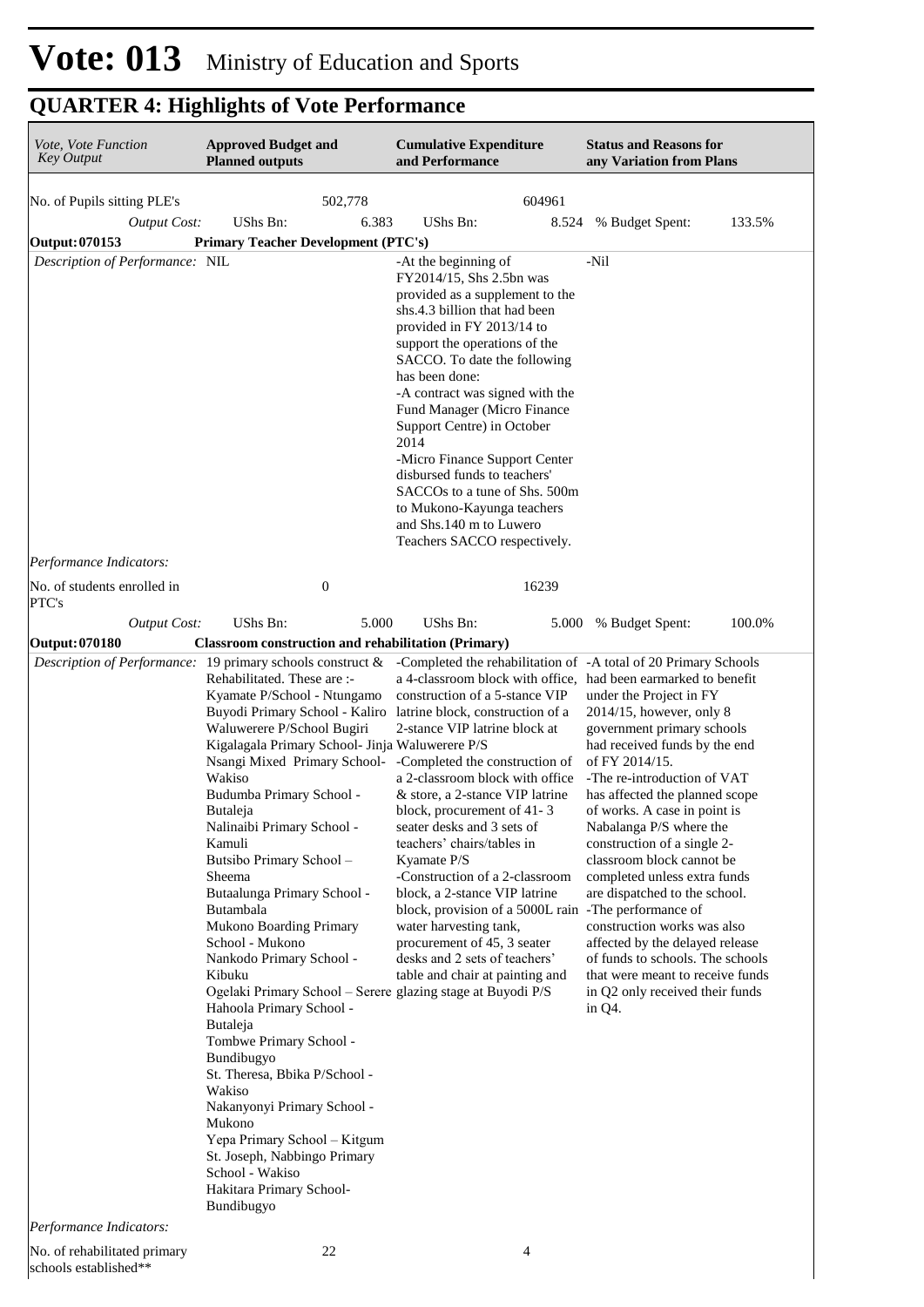# Vote: 013 Ministry of Education and Sports

## QUARTER 4: Highlights of Vote Performance

| *Vote, Vote Function Key Output* | **Approved Budget and Planned outputs** | **Cumulative Expenditure and Performance** | **Status and Reasons for any Variation from Plans** |
|---|---|---|---|
| No. of Pupils sitting PLE's | 502,778 | 604961 | |
| *Output Cost:* | UShs Bn: 6.383 | UShs Bn: 8.524 | % Budget Spent: 133.5% |
| **Output: 070153** | **Primary Teacher Development (PTC's)** | | |
| *Description of Performance:* | NIL | -At the beginning of FY2014/15, Shs 2.5bn was provided as a supplement to the shs.4.3 billion that had been provided in FY 2013/14 to support the operations of the SACCO. To date the following has been done:<br>-A contract was signed with the Fund Manager (Micro Finance Support Centre) in October 2014<br>-Micro Finance Support Center disbursed funds to teachers' SACCOs to a tune of Shs. 500m to Mukono-Kayunga teachers and Shs.140 m to Luwero Teachers SACCO respectively. | -Nil |
| *Performance Indicators:* | | | |
| No. of students enrolled in PTC's | 0 | 16239 | |
| *Output Cost:* | UShs Bn: 5.000 | UShs Bn: 5.000 | % Budget Spent: 100.0% |
| **Output: 070180** | **Classroom construction and rehabilitation (Primary)** | | |
| *Description of Performance:* | 19 primary schools construct & Rehabilitated. These are :-<br>Kyamate P/School - Ntungamo<br>Buyodi Primary School - Kaliro<br>Waluwerere P/School Bugiri<br>Kigalagala Primary School- Jinja<br>Nsangi Mixed Primary School- Wakiso<br>Budumba Primary School - Butaleja<br>Nalinaibi Primary School - Kamuli<br>Butsibo Primary School – Sheema<br>Butaalunga Primary School - Butambala<br>Mukono Boarding Primary School - Mukono<br>Nankodo Primary School - Kibuku<br>Ogelaki Primary School – Serere<br>Hahoola Primary School - Butaleja<br>Tombwe Primary School - Bundibugyo<br>St. Theresa, Bbika P/School - Wakiso<br>Nakanyonyi Primary School - Mukono<br>Yepa Primary School – Kitgum<br>St. Joseph, Nabbingo Primary School - Wakiso<br>Hakitara Primary School- Bundibugyo | -Completed the rehabilitation of a 4-classroom block with office, construction of a 5-stance VIP latrine block, construction of a 2-stance VIP latrine block at Waluwerere P/S<br>-Completed the construction of a 2-classroom block with office & store, a 2-stance VIP latrine block, procurement of 41- 3 seater desks and 3 sets of teachers' chairs/tables in Kyamate P/S<br>-Construction of a 2-classroom block, a 2-stance VIP latrine block, provision of a 5000L rain water harvesting tank, procurement of 45, 3 seater desks and 2 sets of teachers' table and chair at painting and glazing stage at Buyodi P/S | -A total of 20 Primary Schools had been earmarked to benefit under the Project in FY 2014/15, however, only 8 government primary schools had received funds by the end of FY 2014/15.<br>-The re-introduction of VAT has affected the planned scope of works. A case in point is Nabalanga P/S where the construction of a single 2-classroom block cannot be completed unless extra funds are dispatched to the school.<br>-The performance of construction works was also affected by the delayed release of funds to schools. The schools that were meant to receive funds in Q2 only received their funds in Q4. |
| *Performance Indicators:* | | | |
| No. of rehabilitated primary schools established** | 22 | 4 | |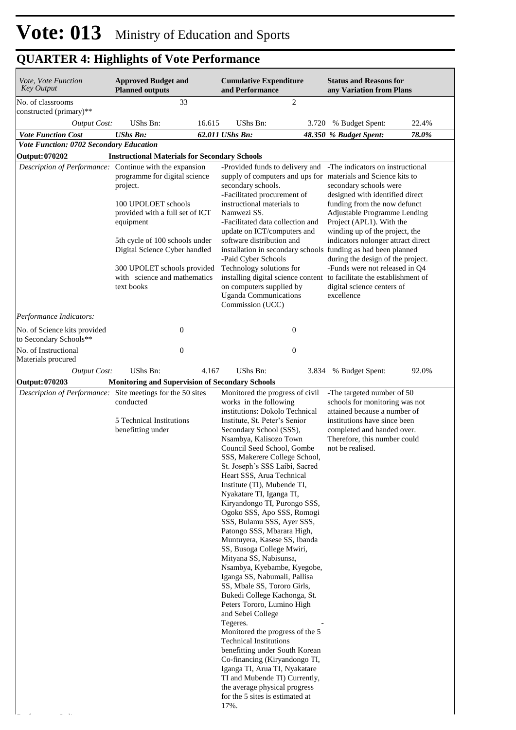# Vote: 013 Ministry of Education and Sports

## QUARTER 4: Highlights of Vote Performance

| *Vote, Vote Function Key Output* | **Approved Budget and Planned outputs** | | **Cumulative Expenditure and Performance** | | **Status and Reasons for any Variation from Plans** | |
|---|---|---|---|---|---|---|
| No. of classrooms constructed (primary)** | 33 | | 2 | | | |
| *Output Cost:* | UShs Bn: | 16.615 | UShs Bn: | 3.720 | % Budget Spent: | 22.4% |
| ***Vote Function Cost*** | ***UShs Bn:*** | ***62.011*** | ***UShs Bn:*** | ***48.350*** | ***% Budget Spent:*** | ***78.0%*** |
| ***Vote Function: 0702 Secondary Education*** | | | | | | |
| **Output: 070202** | **Instructional Materials for Secondary Schools** | | | | | |
| *Description of Performance:* | Continue with the expansion programme for digital science project.<br><br>100 UPOLOET schools provided with a full set of ICT equipment<br><br>5th cycle of 100 schools under Digital Science Cyber handled<br><br>300 UPOLET schools provided with science and mathematics text books | | -Provided funds to delivery and supply of computers and ups for secondary schools.<br>-Facilitated procurement of instructional materials to Namwezi SS.<br>-Facilitated data collection and update on ICT/computers and software distribution and installation in secondary schools<br>-Paid Cyber Schools Technology solutions for installing digital science content on computers supplied by Uganda Communications Commission (UCC) | | -The indicators on instructional materials and Science kits to secondary schools were designed with identified direct funding from the now defunct Adjustable Programme Lending Project (APL1). With the winding up of the project, the indicators nolonger attract direct funding as had been planned during the design of the project.<br>-Funds were not released in Q4 to facilitate the establishment of digital science centers of excellence | |
| *Performance Indicators:* | | | | | | |
| No. of Science kits provided to Secondary Schools** | 0 | | 0 | | | |
| No. of Instructional Materials procured | 0 | | 0 | | | |
| *Output Cost:* | UShs Bn: | 4.167 | UShs Bn: | 3.834 | % Budget Spent: | 92.0% |
| **Output: 070203** | **Monitoring and Supervision of Secondary Schools** | | | | | |
| *Description of Performance:* | Site meetings for the 50 sites conducted<br><br>5 Technical Institutions benefitting under | | Monitored the progress of civil works in the following institutions: Dokolo Technical Institute, St. Peter's Senior Secondary School (SSS), Nsambya, Kalisozo Town Council Seed School, Gombe SSS, Makerere College School, St. Joseph's SSS Laibi, Sacred Heart SSS, Arua Technical Institute (TI), Mubende TI, Nyakatare TI, Iganga TI, Kiryandongo TI, Purongo SSS, Ogoko SSS, Apo SSS, Romogi SSS, Bulamu SSS, Ayer SSS, Patongo SSS, Mbarara High, Muntuyera, Kasese SS, Ibanda SS, Busoga College Mwiri, Mityana SS, Nabisunsa, Nsambya, Kyebambe, Kyegobe, Iganga SS, Nabumali, Pallisa SS, Mbale SS, Tororo Girls, Bukedi College Kachonga, St. Peters Tororo, Lumino High and Sebei College Tegeres. -<br>Monitored the progress of the 5 Technical Institutions benefitting under South Korean Co-financing (Kiryandongo TI, Iganga TI, Arua TI, Nyakatare TI and Mubende TI) Currently, the average physical progress for the 5 sites is estimated at 17%. | | -The targeted number of 50 schools for monitoring was not attained because a number of institutions have since been completed and handed over. Therefore, this number could not be realised. | |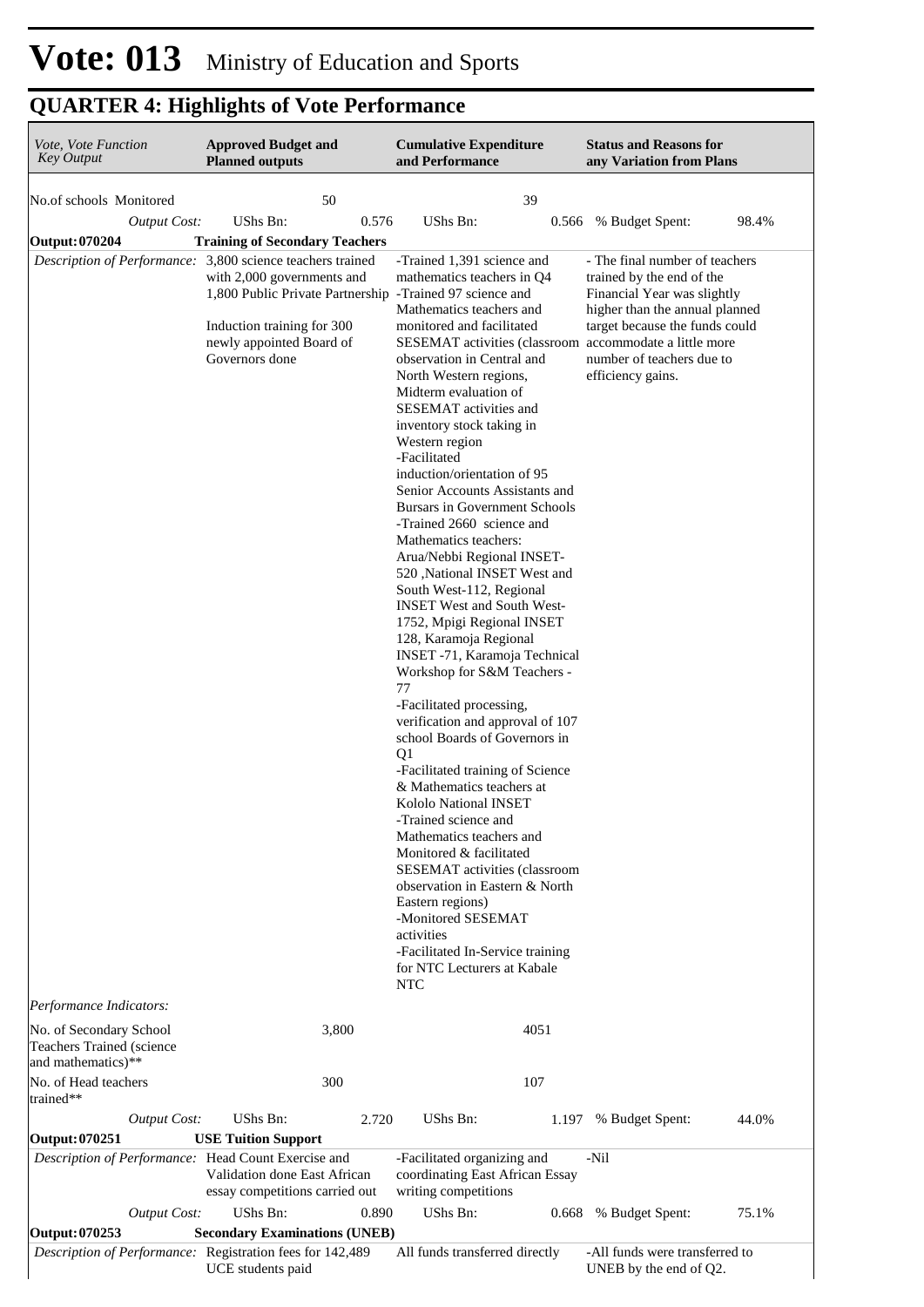# Vote: 013 Ministry of Education and Sports

## QUARTER 4: Highlights of Vote Performance

| *Vote, Vote Function Key Output* | **Approved Budget and Planned outputs** | | **Cumulative Expenditure and Performance** | | **Status and Reasons for any Variation from Plans** | |
|---|---|---|---|---|---|---|
| No.of schools Monitored | 50 | | 39 | | | |
| *Output Cost:* | UShs Bn: | 0.576 | UShs Bn: | 0.566 | % Budget Spent: | 98.4% |
| **Output: 070204** | **Training of Secondary Teachers** | | | | | |
| *Description of Performance:* | 3,800 science teachers trained with 2,000 governments and 1,800 Public Private Partnership<br><br>Induction training for 300 newly appointed Board of Governors done | | -Trained 1,391 science and mathematics teachers in Q4<br>-Trained 97 science and Mathematics teachers and monitored and facilitated SESEMAT activities (classroom observation in Central and North Western regions, Midterm evaluation of SESEMAT activities and inventory stock taking in Western region<br>-Facilitated induction/orientation of 95 Senior Accounts Assistants and Bursars in Government Schools<br>-Trained 2660 science and Mathematics teachers: Arua/Nebbi Regional INSET-520 ,National INSET West and South West-112, Regional INSET West and South West-1752, Mpigi Regional INSET 128, Karamoja Regional INSET -71, Karamoja Technical Workshop for S&M Teachers -77<br>-Facilitated processing, verification and approval of 107 school Boards of Governors in Q1<br>-Facilitated training of Science & Mathematics teachers at Kololo National INSET<br>-Trained science and Mathematics teachers and Monitored & facilitated SESEMAT activities (classroom observation in Eastern & North Eastern regions)<br>-Monitored SESEMAT activities<br>-Facilitated In-Service training for NTC Lecturers at Kabale NTC | | - The final number of teachers trained by the end of the Financial Year was slightly higher than the annual planned target because the funds could accommodate a little more number of teachers due to efficiency gains. | |
| *Performance Indicators:* | | | | | | |
| No. of Secondary School Teachers Trained (science and mathematics)** | 3,800 | | 4051 | | | |
| No. of Head teachers trained** | 300 | | 107 | | | |
| *Output Cost:* | UShs Bn: | 2.720 | UShs Bn: | 1.197 | % Budget Spent: | 44.0% |
| **Output: 070251** | **USE Tuition Support** | | | | | |
| *Description of Performance:* | Head Count Exercise and Validation done East African essay competitions carried out | | -Facilitated organizing and coordinating East African Essay writing competitions | | -Nil | |
| *Output Cost:* | UShs Bn: | 0.890 | UShs Bn: | 0.668 | % Budget Spent: | 75.1% |
| **Output: 070253** | **Secondary Examinations (UNEB)** | | | | | |
| *Description of Performance:* | Registration fees for 142,489 UCE students paid | | All funds transferred directly | | -All funds were transferred to UNEB by the end of Q2. | |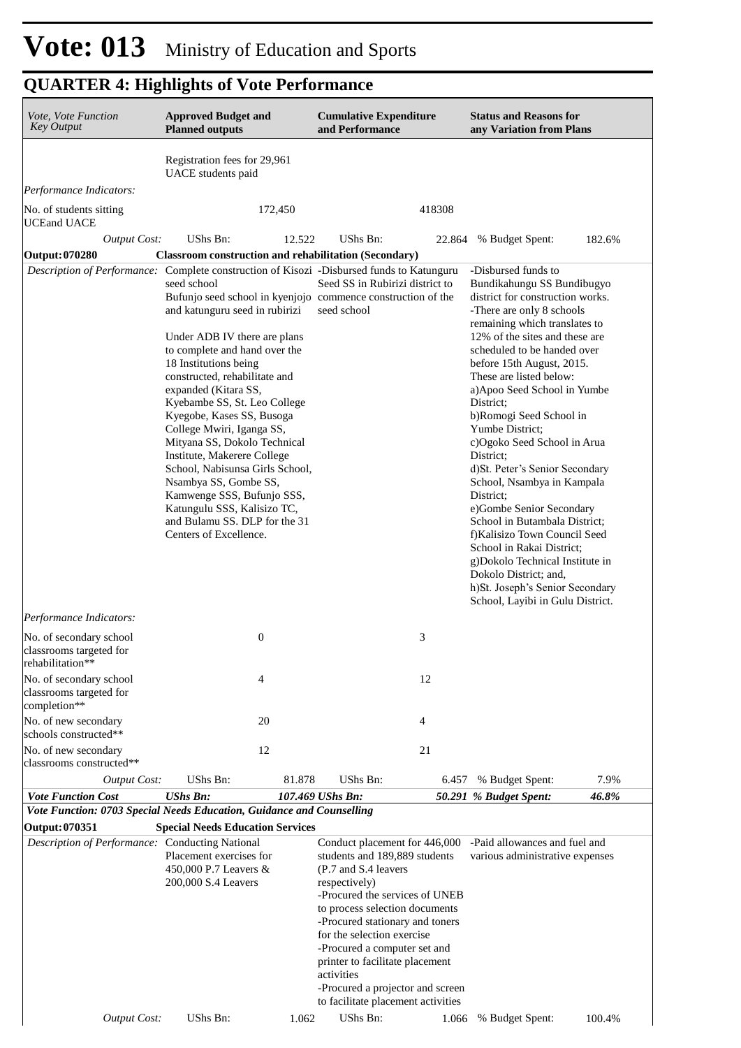# Vote: 013 Ministry of Education and Sports

## QUARTER 4: Highlights of Vote Performance

| *Vote, Vote Function Key Output* | **Approved Budget and Planned outputs** | **Cumulative Expenditure and Performance** | **Status and Reasons for any Variation from Plans** |
|---|---|---|---|
| | Registration fees for 29,961 UACE students paid | | |
| *Performance Indicators:* | | | |
| No. of students sitting UCEand UACE | 172,450 | 418308 | |
| *Output Cost:* | UShs Bn: 12.522 | UShs Bn: 22.864 | % Budget Spent: 182.6% |
| **Output: 070280** | **Classroom construction and rehabilitation (Secondary)** | | |
| *Description of Performance:* | Complete construction of Kisozi seed school<br>Bufunjo seed school in kyenjojo and katunguru seed in rubirizi<br><br>Under ADB IV there are plans to complete and hand over the 18 Institutions being constructed, rehabilitate and expanded (Kitara SS, Kyebambe SS, St. Leo College Kyegobe, Kases SS, Busoga College Mwiri, Iganga SS, Mityana SS, Dokolo Technical Institute, Makerere College School, Nabisunsa Girls School, Nsambya SS, Gombe SS, Kamwenge SSS, Bufunjo SSS, Katungulu SSS, Kalisizo TC, and Bulamu SS. DLP for the 31 Centers of Excellence. | -Disbursed funds to Katunguru Seed SS in Rubirizi district to commence construction of the seed school | -Disbursed funds to Bundikahungu SS Bundibugyo district for construction works.<br>-There are only 8 schools remaining which translates to 12% of the sites and these are scheduled to be handed over before 15th August, 2015. These are listed below:<br>a)Apoo Seed School in Yumbe District;<br>b)Romogi Seed School in Yumbe District;<br>c)Ogoko Seed School in Arua District;<br>d)St. Peter's Senior Secondary School, Nsambya in Kampala District;<br>e)Gombe Senior Secondary School in Butambala District;<br>f)Kalisizo Town Council Seed School in Rakai District;<br>g)Dokolo Technical Institute in Dokolo District; and,<br>h)St. Joseph's Senior Secondary School, Layibi in Gulu District. |
| *Performance Indicators:* | | | |
| No. of secondary school classrooms targeted for rehabilitation** | 0 | 3 | |
| No. of secondary school classrooms targeted for completion** | 4 | 12 | |
| No. of new secondary schools constructed** | 20 | 4 | |
| No. of new secondary classrooms constructed** | 12 | 21 | |
| *Output Cost:* | UShs Bn: 81.878 | UShs Bn: 6.457 | % Budget Spent: 7.9% |
| ***Vote Function Cost*** | ***UShs Bn: 107.469*** | ***UShs Bn: 50.291*** | ***% Budget Spent: 46.8%*** |
| ***Vote Function: 0703 Special Needs Education, Guidance and Counselling*** | | | |
| **Output: 070351** | **Special Needs Education Services** | | |
| *Description of Performance:* | Conducting National Placement exercises for 450,000 P.7 Leavers & 200,000 S.4 Leavers | Conduct placement for 446,000 students and 189,889 students (P.7 and S.4 leavers respectively)<br>-Procured the services of UNEB to process selection documents<br>-Procured stationary and toners for the selection exercise<br>-Procured a computer set and printer to facilitate placement activities<br>-Procured a projector and screen to facilitate placement activities | -Paid allowances and fuel and various administrative expenses |
| *Output Cost:* | UShs Bn: 1.062 | UShs Bn: 1.066 | % Budget Spent: 100.4% |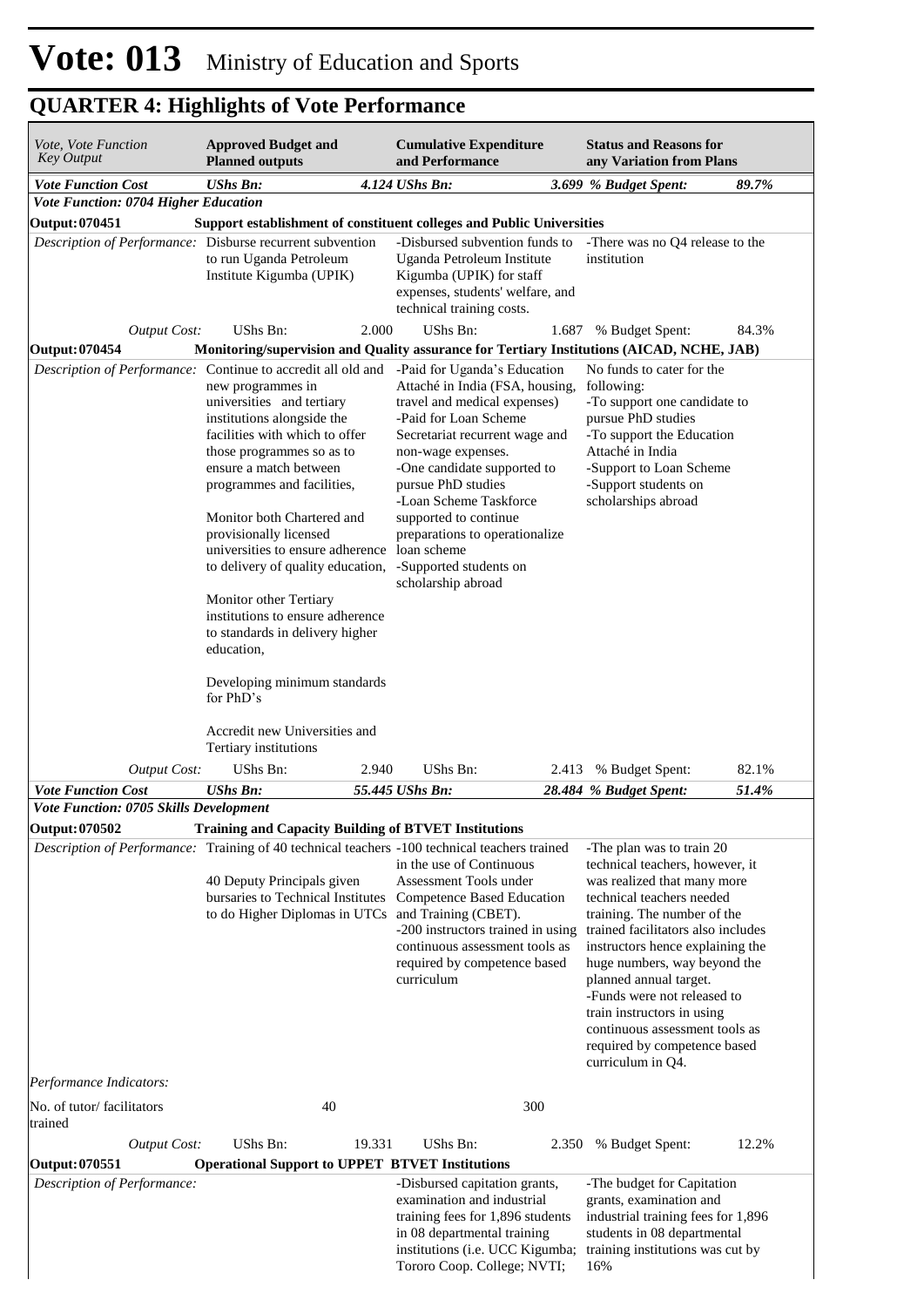# Vote: 013 Ministry of Education and Sports

## QUARTER 4: Highlights of Vote Performance

| *Vote, Vote Function Key Output* | **Approved Budget and Planned outputs** | | **Cumulative Expenditure and Performance** | | **Status and Reasons for any Variation from Plans** | |
|---|---|---|---|---|---|---|
| ***Vote Function Cost*** | ***UShs Bn:*** | ***4.124*** | ***UShs Bn:*** | ***3.699*** | ***% Budget Spent:*** | ***89.7%*** |
| ***Vote Function: 0704 Higher Education*** | | | | | | |
| **Output: 070451** | **Support establishment of constituent colleges and Public Universities** | | | | | |
| *Description of Performance:* | Disburse recurrent subvention to run Uganda Petroleum Institute Kigumba (UPIK) | | -Disbursed subvention funds to Uganda Petroleum Institute Kigumba (UPIK) for staff expenses, students' welfare, and technical training costs. | | -There was no Q4 release to the institution | |
| *Output Cost:* | UShs Bn: | 2.000 | UShs Bn: | 1.687 | % Budget Spent: | 84.3% |
| **Output: 070454** | **Monitoring/supervision and Quality assurance for Tertiary Institutions (AICAD, NCHE, JAB)** | | | | | |
| *Description of Performance:* | Continue to accredit all old and new programmes in universities and tertiary institutions alongside the facilities with which to offer those programmes so as to ensure a match between programmes and facilities,<br><br>Monitor both Chartered and provisionally licensed universities to ensure adherence to delivery of quality education,<br><br>Monitor other Tertiary institutions to ensure adherence to standards in delivery higher education,<br><br>Developing minimum standards for PhD's<br><br>Accredit new Universities and Tertiary institutions | | -Paid for Uganda's Education Attaché in India (FSA, housing, travel and medical expenses)<br>-Paid for Loan Scheme Secretariat recurrent wage and non-wage expenses.<br>-One candidate supported to pursue PhD studies<br>-Loan Scheme Taskforce supported to continue preparations to operationalize loan scheme<br>-Supported students on scholarship abroad | | No funds to cater for the following:<br>-To support one candidate to pursue PhD studies<br>-To support the Education Attaché in India<br>-Support to Loan Scheme<br>-Support students on scholarships abroad | |
| *Output Cost:* | UShs Bn: | 2.940 | UShs Bn: | 2.413 | % Budget Spent: | 82.1% |
| ***Vote Function Cost*** | ***UShs Bn:*** | ***55.445*** | ***UShs Bn:*** | ***28.484*** | ***% Budget Spent:*** | ***51.4%*** |
| ***Vote Function: 0705 Skills Development*** | | | | | | |
| **Output: 070502** | **Training and Capacity Building of BTVET Institutions** | | | | | |
| *Description of Performance:* | Training of 40 technical teachers<br><br>40 Deputy Principals given bursaries to Technical Institutes to do Higher Diplomas in UTCs | | -100 technical teachers trained in the use of Continuous Assessment Tools under Competence Based Education and Training (CBET).<br>-200 instructors trained in using continuous assessment tools as required by competence based curriculum | | -The plan was to train 20 technical teachers, however, it was realized that many more technical teachers needed training. The number of the trained facilitators also includes instructors hence explaining the huge numbers, way beyond the planned annual target.<br>-Funds were not released to train instructors in using continuous assessment tools as required by competence based curriculum in Q4. | |
| *Performance Indicators:* | | | | | | |
| No. of tutor/ facilitators trained | | 40 | | 300 | | |
| *Output Cost:* | UShs Bn: | 19.331 | UShs Bn: | 2.350 | % Budget Spent: | 12.2% |
| **Output: 070551** | **Operational Support to UPPET BTVET Institutions** | | | | | |
| *Description of Performance:* | | | -Disbursed capitation grants, examination and industrial training fees for 1,896 students in 08 departmental training institutions (i.e. UCC Kigumba; Tororo Coop. College; NVTI; | | -The budget for Capitation grants, examination and industrial training fees for 1,896 students in 08 departmental training institutions was cut by 16% | |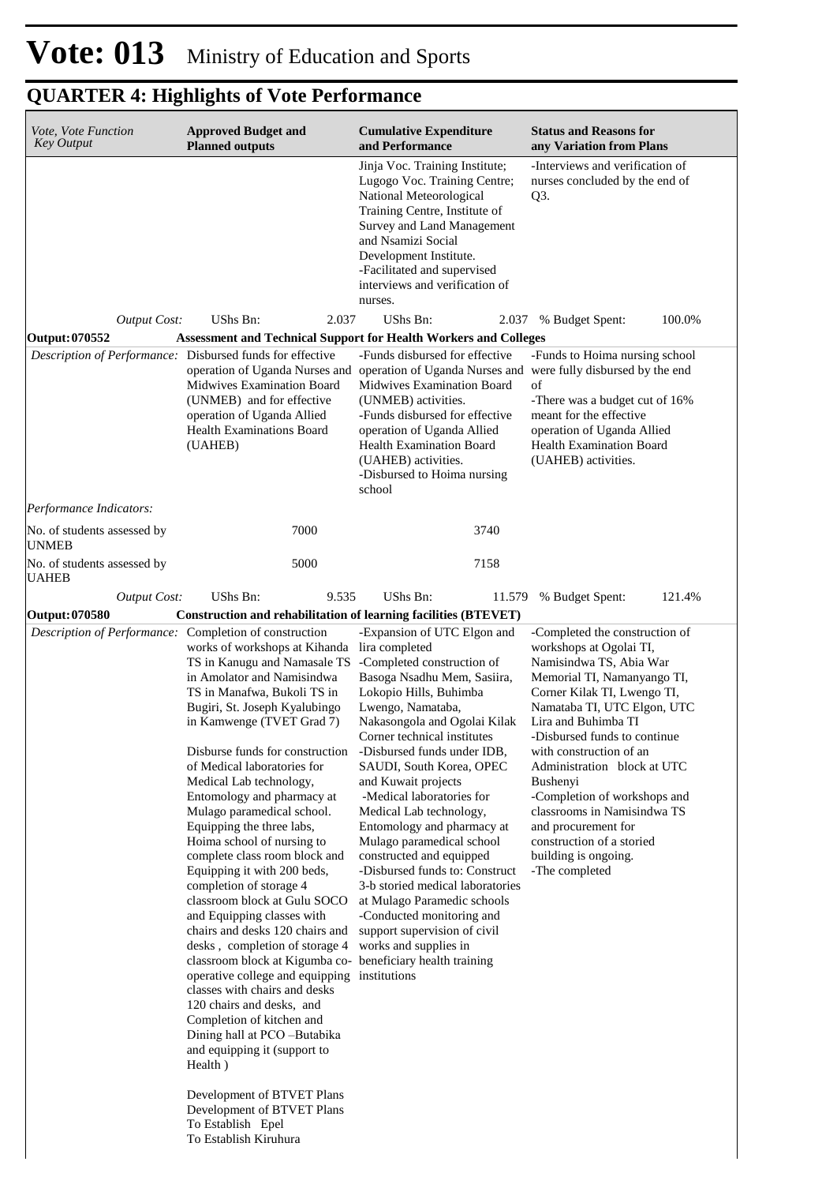# Vote: 013 Ministry of Education and Sports

## QUARTER 4: Highlights of Vote Performance

| *Vote, Vote Function Key Output* | **Approved Budget and Planned outputs** | **Cumulative Expenditure and Performance** | **Status and Reasons for any Variation from Plans** |
|---|---|---|---|
| | | Jinja Voc. Training Institute; Lugogo Voc. Training Centre; National Meteorological Training Centre, Institute of Survey and Land Management and Nsamizi Social Development Institute.<br>-Facilitated and supervised interviews and verification of nurses. | -Interviews and verification of nurses concluded by the end of Q3. |
| *Output Cost:* | UShs Bn: 2.037 | UShs Bn: 2.037 | % Budget Spent: 100.0% |
| **Output: 070552** | **Assessment and Technical Support for Health Workers and Colleges** | | |
| *Description of Performance:* | Disbursed funds for effective operation of Uganda Nurses and Midwives Examination Board (UNMEB) and for effective operation of Uganda Allied Health Examinations Board (UAHEB) | -Funds disbursed for effective operation of Uganda Nurses and Midwives Examination Board (UNMEB) activities.<br>-Funds disbursed for effective operation of Uganda Allied Health Examination Board (UAHEB) activities.<br>-Disbursed to Hoima nursing school | -Funds to Hoima nursing school were fully disbursed by the end of<br>-There was a budget cut of 16% meant for the effective operation of Uganda Allied Health Examination Board (UAHEB) activities. |
| *Performance Indicators:* | | | |
| No. of students assessed by UNMEB | 7000 | 3740 | |
| No. of students assessed by UAHEB | 5000 | 7158 | |
| *Output Cost:* | UShs Bn: 9.535 | UShs Bn: 11.579 | % Budget Spent: 121.4% |
| **Output: 070580** | **Construction and rehabilitation of learning facilities (BTEVET)** | | |
| *Description of Performance:* | Completion of construction works of workshops at Kihanda TS in Kanugu and Namasale TS in Amolator and Namisindwa TS in Manafwa, Bukoli TS in Bugiri, St. Joseph Kyalubingo in Kamwenge (TVET Grad 7)<br><br>Disburse funds for construction of Medical laboratories for Medical Lab technology, Entomology and pharmacy at Mulago paramedical school. Equipping the three labs, Hoima school of nursing to complete class room block and Equipping it with 200 beds, completion of storage 4 classroom block at Gulu SOCO and Equipping classes with chairs and desks 120 chairs and desks , completion of storage 4 classroom block at Kigumba co-operative college and equipping classes with chairs and desks 120 chairs and desks, and Completion of kitchen and Dining hall at PCO –Butabika and equipping it (support to Health )<br><br>Development of BTVET Plans<br>Development of BTVET Plans<br>To Establish Epel<br>To Establish Kiruhura | -Expansion of UTC Elgon and lira completed<br>-Completed construction of Basoga Nsadhu Mem, Sasiira, Lokopio Hills, Buhimba Lwengo, Namataba, Nakasongola and Ogolai Kilak Corner technical institutes<br>-Disbursed funds under IDB, SAUDI, South Korea, OPEC and Kuwait projects<br>-Medical laboratories for Medical Lab technology, Entomology and pharmacy at Mulago paramedical school constructed and equipped<br>-Disbursed funds to: Construct 3-b storied medical laboratories at Mulago Paramedic schools<br>-Conducted monitoring and support supervision of civil works and supplies in beneficiary health training institutions | -Completed the construction of workshops at Ogolai TI, Namisindwa TS, Abia War Memorial TI, Namanyango TI, Corner Kilak TI, Lwengo TI, Namataba TI, UTC Elgon, UTC Lira and Buhimba TI<br>-Disbursed funds to continue with construction of an Administration block at UTC Bushenyi<br>-Completion of workshops and classrooms in Namisindwa TS and procurement for construction of a storied building is ongoing.<br>-The completed |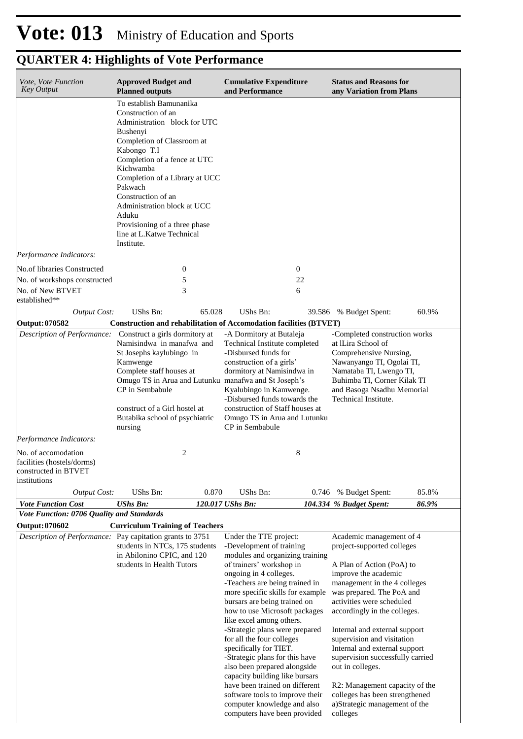# Vote: 013 Ministry of Education and Sports

## QUARTER 4: Highlights of Vote Performance

| *Vote, Vote Function Key Output* | **Approved Budget and Planned outputs** | **Cumulative Expenditure and Performance** | **Status and Reasons for any Variation from Plans** |
|---|---|---|---|
| | To establish Bamunanika<br>Construction of an Administration block for UTC Bushenyi<br>Completion of Classroom at Kabongo T.I<br>Completion of a fence at UTC Kichwamba<br>Completion of a Library at UCC Pakwach<br>Construction of an Administration block at UCC Aduku<br>Provisioning of a three phase line at L.Katwe Technical Institute. | | |
| *Performance Indicators:* | | | |
| No.of libraries Constructed | 0 | 0 | |
| No. of workshops constructed | 5 | 22 | |
| No. of New BTVET established** | 3 | 6 | |
| *Output Cost:* | UShs Bn: 65.028 | UShs Bn: 39.586 | % Budget Spent: 60.9% |
| **Output: 070582** | **Construction and rehabilitation of Accomodation facilities (BTVET)** | | |
| *Description of Performance:* | Construct a girls dormitory at Namisindwa in manafwa and St Josephs kaylubingo in Kamwenge<br>Complete staff houses at Omugo TS in Arua and Lutunku CP in Sembabule<br><br>construct of a Girl hostel at Butabika school of psychiatric nursing | -A Dormitory at Butaleja Technical Institute completed<br>-Disbursed funds for construction of a girls' dormitory at Namisindwa in manafwa and St Joseph's Kyalubingo in Kamwenge.<br>-Disbursed funds towards the construction of Staff houses at Omugo TS in Arua and Lutunku CP in Sembabule | -Completed construction works at lLira School of Comprehensive Nursing, Nawanyango TI, Ogolai TI, Namataba TI, Lwengo TI, Buhimba TI, Corner Kilak TI and Basoga Nsadhu Memorial Technical Institute. |
| *Performance Indicators:* | | | |
| No. of accomodation facilities (hostels/dorms) constructed in BTVET institutions | 2 | 8 | |
| *Output Cost:* | UShs Bn: 0.870 | UShs Bn: 0.746 | % Budget Spent: 85.8% |
| ***Vote Function Cost*** | ***UShs Bn: 120.017*** | ***UShs Bn: 104.334*** | ***% Budget Spent: 86.9%*** |
| ***Vote Function: 0706 Quality and Standards*** | | | |
| **Output: 070602** | **Curriculum Training of Teachers** | | |
| *Description of Performance:* | Pay capitation grants to 3751 students in NTCs, 175 students in Abilonino CPIC, and 120 students in Health Tutors | Under the TTE project:<br>-Development of training modules and organizing training of trainers' workshop in ongoing in 4 colleges.<br>-Teachers are being trained in more specific skills for example bursars are being trained on how to use Microsoft packages like excel among others.<br>-Strategic plans were prepared for all the four colleges specifically for TIET.<br>-Strategic plans for this have also been prepared alongside capacity building like bursars have been trained on different software tools to improve their computer knowledge and also computers have been provided | Academic management of 4 project-supported colleges<br><br>A Plan of Action (PoA) to improve the academic management in the 4 colleges was prepared. The PoA and activities were scheduled accordingly in the colleges.<br><br>Internal and external support supervision and visitation<br>Internal and external support supervision successfully carried out in colleges.<br><br>R2: Management capacity of the colleges has been strengthened<br>a)Strategic management of the colleges |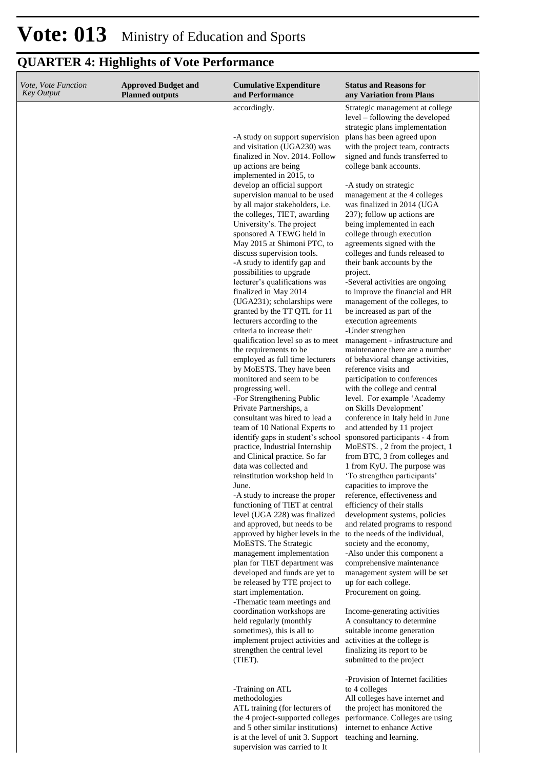# Vote: 013 Ministry of Education and Sports

## QUARTER 4: Highlights of Vote Performance

| *Vote, Vote Function Key Output* | **Approved Budget and Planned outputs** | **Cumulative Expenditure and Performance** | **Status and Reasons for any Variation from Plans** |
|---|---|---|---|
| | | accordingly.<br><br>-A study on support supervision and visitation (UGA230) was finalized in Nov. 2014. Follow up actions are being implemented in 2015, to develop an official support supervision manual to be used by all major stakeholders, i.e. the colleges, TIET, awarding University's. The project sponsored A TEWG held in May 2015 at Shimoni PTC, to discuss supervision tools.<br>-A study to identify gap and possibilities to upgrade lecturer's qualifications was finalized in May 2014 (UGA231); scholarships were granted by the TT QTL for 11 lecturers according to the criteria to increase their qualification level so as to meet the requirements to be employed as full time lecturers by MoESTS. They have been monitored and seem to be progressing well.<br>-For Strengthening Public Private Partnerships, a consultant was hired to lead a team of 10 National Experts to identify gaps in student's school practice, Industrial Internship and Clinical practice. So far data was collected and reinstitution workshop held in June.<br>-A study to increase the proper functioning of TIET at central level (UGA 228) was finalized and approved, but needs to be approved by higher levels in the MoESTS. The Strategic management implementation plan for TIET department was developed and funds are yet to be released by TTE project to start implementation.<br>-Thematic team meetings and coordination workshops are held regularly (monthly sometimes), this is all to implement project activities and strengthen the central level (TIET).<br><br>-Training on ATL methodologies<br>ATL training (for lecturers of the 4 project-supported colleges and 5 other similar institutions) is at the level of unit 3. Support supervision was carried to It | Strategic management at college level – following the developed strategic plans implementation plans has been agreed upon with the project team, contracts signed and funds transferred to college bank accounts.<br><br>-A study on strategic management at the 4 colleges was finalized in 2014 (UGA 237); follow up actions are being implemented in each college through execution agreements signed with the colleges and funds released to their bank accounts by the project.<br>-Several activities are ongoing to improve the financial and HR management of the colleges, to be increased as part of the execution agreements<br>-Under strengthen management - infrastructure and maintenance there are a number of behavioral change activities, reference visits and participation to conferences with the college and central level. For example 'Academy on Skills Development' conference in Italy held in June and attended by 11 project sponsored participants - 4 from MoESTS. , 2 from the project, 1 from BTC, 3 from colleges and 1 from KyU. The purpose was 'To strengthen participants' capacities to improve the reference, effectiveness and efficiency of their stalls development systems, policies and related programs to respond to the needs of the individual, society and the economy,<br>-Also under this component a comprehensive maintenance management system will be set up for each college.<br>Procurement on going.<br><br>Income-generating activities<br>A consultancy to determine suitable income generation activities at the college is finalizing its report to be submitted to the project<br><br>-Provision of Internet facilities to 4 colleges<br>All colleges have internet and the project has monitored the performance. Colleges are using internet to enhance Active teaching and learning. |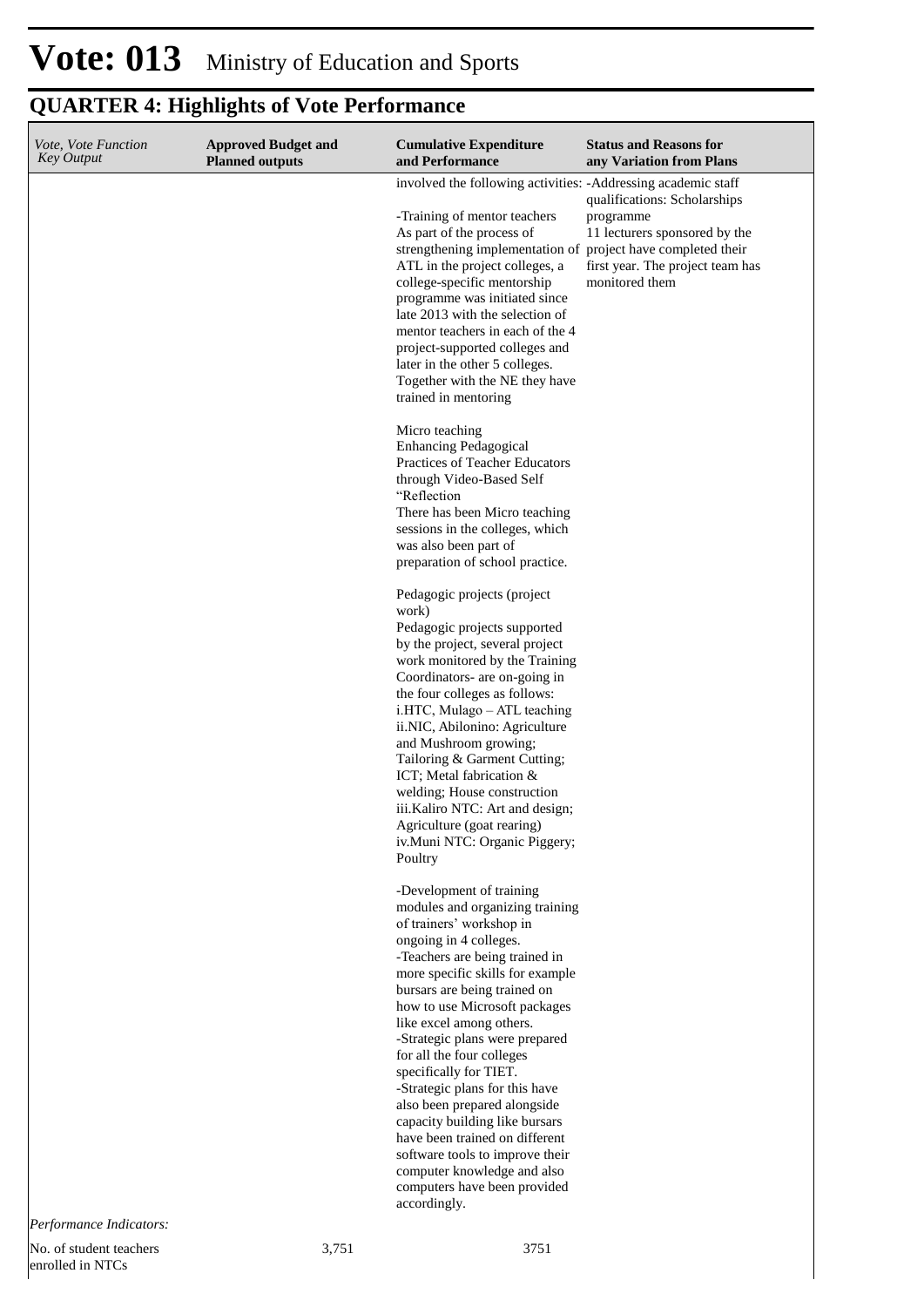# Vote: 013 Ministry of Education and Sports

## QUARTER 4: Highlights of Vote Performance

| *Vote, Vote Function Key Output* | **Approved Budget and Planned outputs** | **Cumulative Expenditure and Performance** | **Status and Reasons for any Variation from Plans** |
|---|---|---|---|
| | | involved the following activities:<br><br>-Training of mentor teachers<br>As part of the process of strengthening implementation of ATL in the project colleges, a college-specific mentorship programme was initiated since late 2013 with the selection of mentor teachers in each of the 4 project-supported colleges and later in the other 5 colleges. Together with the NE they have trained in mentoring<br><br>Micro teaching<br>Enhancing Pedagogical Practices of Teacher Educators through Video-Based Self "Reflection<br>There has been Micro teaching sessions in the colleges, which was also been part of preparation of school practice.<br><br>Pedagogic projects (project work)<br>Pedagogic projects supported by the project, several project work monitored by the Training Coordinators- are on-going in the four colleges as follows:<br>i.HTC, Mulago – ATL teaching<br>ii.NIC, Abilonino: Agriculture and Mushroom growing; Tailoring & Garment Cutting; ICT; Metal fabrication & welding; House construction<br>iii.Kaliro NTC: Art and design; Agriculture (goat rearing)<br>iv.Muni NTC: Organic Piggery; Poultry<br><br>-Development of training modules and organizing training of trainers' workshop in ongoing in 4 colleges.<br>-Teachers are being trained in more specific skills for example bursars are being trained on how to use Microsoft packages like excel among others.<br>-Strategic plans were prepared for all the four colleges specifically for TIET.<br>-Strategic plans for this have also been prepared alongside capacity building like bursars have been trained on different software tools to improve their computer knowledge and also computers have been provided accordingly. | -Addressing academic staff qualifications: Scholarships programme<br>11 lecturers sponsored by the project have completed their first year. The project team has monitored them |
| *Performance Indicators:* | | | |
| No. of student teachers enrolled in NTCs | 3,751 | 3751 | |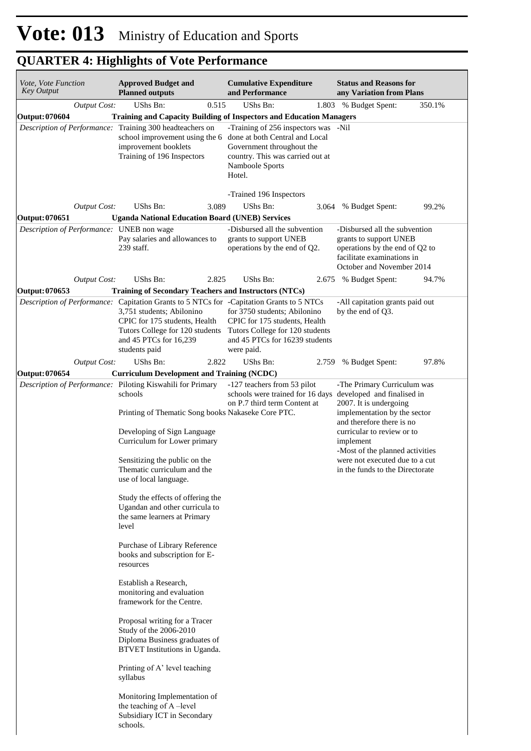# Vote: 013 Ministry of Education and Sports

## QUARTER 4: Highlights of Vote Performance

| *Vote, Vote Function Key Output* | **Approved Budget and Planned outputs** | | **Cumulative Expenditure and Performance** | | **Status and Reasons for any Variation from Plans** | |
|---|---|---|---|---|---|---|
| *Output Cost:* | UShs Bn: | 0.515 | UShs Bn: | 1.803 | % Budget Spent: | 350.1% |
| **Output: 070604** | **Training and Capacity Building of Inspectors and Education Managers** | | | | | |
| *Description of Performance:* | Training 300 headteachers on school improvement using the 6 improvement booklets<br><br>Training of 196 Inspectors | | -Training of 256 inspectors was done at both Central and Local Government throughout the country. This was carried out at Namboole Sports Hotel.<br><br>-Trained 196 Inspectors | | -Nil | |
| *Output Cost:* | UShs Bn: | 3.089 | UShs Bn: | 3.064 | % Budget Spent: | 99.2% |
| **Output: 070651** | **Uganda National Education Board (UNEB) Services** | | | | | |
| *Description of Performance:* | UNEB non wage<br>Pay salaries and allowances to 239 staff. | | -Disbursed all the subvention grants to support UNEB operations by the end of Q2. | | -Disbursed all the subvention grants to support UNEB operations by the end of Q2 to facilitate examinations in October and November 2014 | |
| *Output Cost:* | UShs Bn: | 2.825 | UShs Bn: | 2.675 | % Budget Spent: | 94.7% |
| **Output: 070653** | **Training of Secondary Teachers and Instructors (NTCs)** | | | | | |
| *Description of Performance:* | Capitation Grants to 5 NTCs for 3,751 students; Abilonino CPIC for 175 students, Health Tutors College for 120 students and 45 PTCs for 16,239 students paid | | -Capitation Grants to 5 NTCs for 3750 students; Abilonino CPIC for 175 students, Health Tutors College for 120 students and 45 PTCs for 16239 students were paid. | | -All capitation grants paid out by the end of Q3. | |
| *Output Cost:* | UShs Bn: | 2.822 | UShs Bn: | 2.759 | % Budget Spent: | 97.8% |
| **Output: 070654** | **Curriculum Development and Training (NCDC)** | | | | | |
| *Description of Performance:* | Piloting Kiswahili for Primary schools<br><br>Printing of Thematic Song books<br><br>Developing of Sign Language Curriculum for Lower primary<br><br>Sensitizing the public on the Thematic curriculum and the use of local language.<br><br>Study the effects of offering the Ugandan and other curricula to the same learners at Primary level<br><br>Purchase of Library Reference books and subscription for E-resources<br><br>Establish a Research, monitoring and evaluation framework for the Centre.<br><br>Proposal writing for a Tracer Study of the 2006-2010 Diploma Business graduates of BTVET Institutions in Uganda.<br><br>Printing of A' level teaching syllabus<br><br>Monitoring Implementation of the teaching of A –level Subsidiary ICT in Secondary schools. | | -127 teachers from 53 pilot schools were trained for 16 days on P.7 third term Content at Nakaseke Core PTC. | | -The Primary Curriculum was developed and finalised in 2007. It is undergoing implementation by the sector and therefore there is no curricular to review or to implement<br>-Most of the planned activities were not executed due to a cut in the funds to the Directorate | |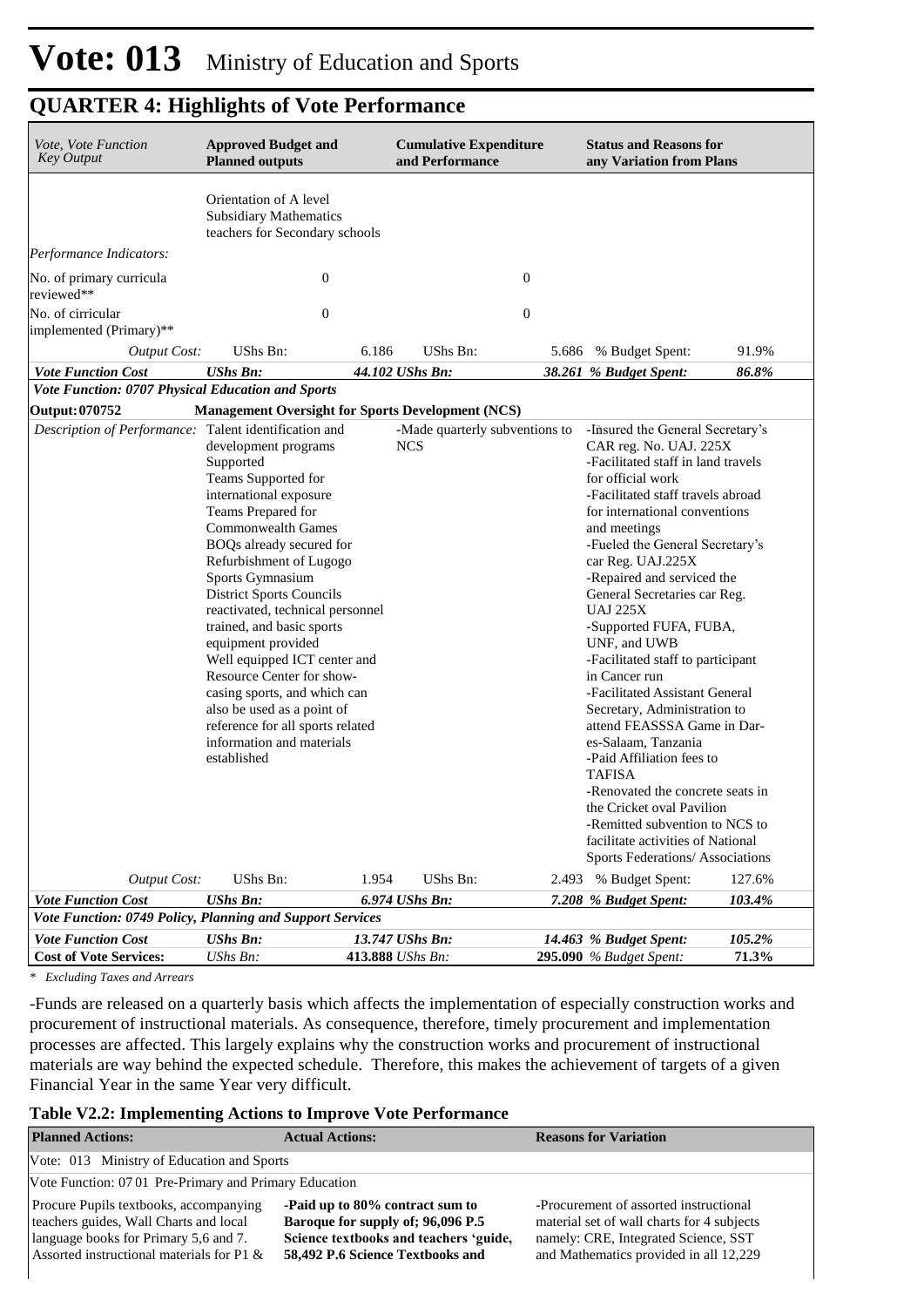# Vote: 013 Ministry of Education and Sports

## QUARTER 4: Highlights of Vote Performance

| *Vote, Vote Function Key Output* | **Approved Budget and Planned outputs** | | **Cumulative Expenditure and Performance** | | **Status and Reasons for any Variation from Plans** | |
|---|---|---|---|---|---|---|
| | Orientation of A level Subsidiary Mathematics teachers for Secondary schools | | | | | |
| *Performance Indicators:* | | | | | | |
| No. of primary curricula reviewed** | | 0 | | 0 | | |
| No. of cirricular implemented (Primary)** | | 0 | | 0 | | |
| *Output Cost:* | UShs Bn: | 6.186 | UShs Bn: | 5.686 | % Budget Spent: | 91.9% |
| ***Vote Function Cost*** | ***UShs Bn:*** | ***44.102*** | ***UShs Bn:*** | ***38.261*** | ***% Budget Spent:*** | ***86.8%*** |
| ***Vote Function: 0707 Physical Education and Sports*** | | | | | | |
| **Output: 070752** | **Management Oversight for Sports Development (NCS)** | | | | | |
| *Description of Performance:* | Talent identification and development programs Supported<br>Teams Supported for international exposure<br>Teams Prepared for Commonwealth Games<br>BOQs already secured for Refurbishment of Lugogo Sports Gymnasium<br>District Sports Councils reactivated, technical personnel trained, and basic sports equipment provided<br>Well equipped ICT center and Resource Center for show-casing sports, and which can also be used as a point of reference for all sports related information and materials established | | -Made quarterly subventions to NCS | | -Insured the General Secretary's CAR reg. No. UAJ. 225X<br>-Facilitated staff in land travels for official work<br>-Facilitated staff travels abroad for international conventions and meetings<br>-Fueled the General Secretary's car Reg. UAJ.225X<br>-Repaired and serviced the General Secretaries car Reg. UAJ 225X<br>-Supported FUFA, FUBA, UNF, and UWB<br>-Facilitated staff to participant in Cancer run<br>-Facilitated Assistant General Secretary, Administration to attend FEASSSA Game in Dar-es-Salaam, Tanzania<br>-Paid Affiliation fees to TAFISA<br>-Renovated the concrete seats in the Cricket oval Pavilion<br>-Remitted subvention to NCS to facilitate activities of National Sports Federations/ Associations | |
| *Output Cost:* | UShs Bn: | 1.954 | UShs Bn: | 2.493 | % Budget Spent: | 127.6% |
| ***Vote Function Cost*** | ***UShs Bn:*** | ***6.974*** | ***UShs Bn:*** | ***7.208*** | ***% Budget Spent:*** | ***103.4%*** |
| ***Vote Function: 0749 Policy, Planning and Support Services*** | | | | | | |
| ***Vote Function Cost*** | ***UShs Bn:*** | ***13.747*** | ***UShs Bn:*** | ***14.463*** | ***% Budget Spent:*** | ***105.2%*** |
| **Cost of Vote Services:** | *UShs Bn:* | **413.888** | *UShs Bn:* | **295.090** | *% Budget Spent:* | **71.3%** |

*\* Excluding Taxes and Arrears*

-Funds are released on a quarterly basis which affects the implementation of especially construction works and procurement of instructional materials. As consequence, therefore, timely procurement and implementation processes are affected. This largely explains why the construction works and procurement of instructional materials are way behind the expected schedule. Therefore, this makes the achievement of targets of a given Financial Year in the same Year very difficult.

**Table V2.2: Implementing Actions to Improve Vote Performance**

| **Planned Actions:** | **Actual Actions:** | **Reasons for Variation** |
|---|---|---|
| Vote: 013 Ministry of Education and Sports | | |
| Vote Function: 07 01 Pre-Primary and Primary Education | | |
| Procure Pupils textbooks, accompanying teachers guides, Wall Charts and local language books for Primary 5,6 and 7. Assorted instructional materials for P1 & | **-Paid up to 80% contract sum to Baroque for supply of; 96,096 P.5 Science textbooks and teachers 'guide, 58,492 P.6 Science Textbooks and** | -Procurement of assorted instructional material set of wall charts for 4 subjects namely: CRE, Integrated Science, SST and Mathematics provided in all 12,229 |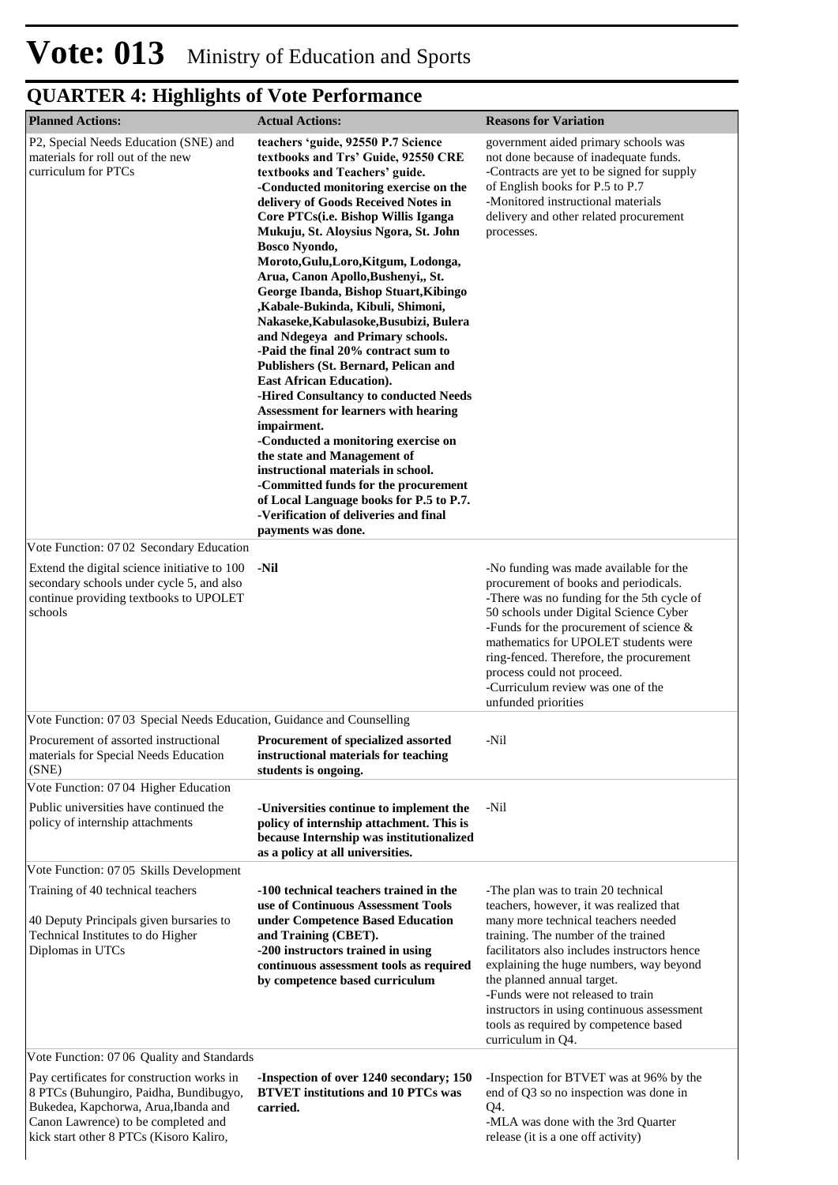# Vote: 013 Ministry of Education and Sports

## QUARTER 4: Highlights of Vote Performance

| Planned Actions: | Actual Actions: | Reasons for Variation |
|---|---|---|
| P2, Special Needs Education (SNE) and materials for roll out of the new curriculum for PTCs | **teachers 'guide, 92550 P.7 Science textbooks and Trs' Guide, 92550 CRE textbooks and Teachers' guide.**<br>**-Conducted monitoring exercise on the delivery of Goods Received Notes in Core PTCs(i.e. Bishop Willis Iganga Mukuju, St. Aloysius Ngora, St. John Bosco Nyondo, Moroto,Gulu,Loro,Kitgum, Lodonga, Arua, Canon Apollo,Bushenyi,, St. George Ibanda, Bishop Stuart,Kibingo ,Kabale-Bukinda, Kibuli, Shimoni, Nakaseke,Kabulasoke,Busubizi, Bulera and Ndegeya and Primary schools.**<br>**-Paid the final 20% contract sum to Publishers (St. Bernard, Pelican and East African Education).**<br>**-Hired Consultancy to conducted Needs Assessment for learners with hearing impairment.**<br>**-Conducted a monitoring exercise on the state and Management of instructional materials in school.**<br>**-Committed funds for the procurement of Local Language books for P.5 to P.7.**<br>**-Verification of deliveries and final payments was done.** | government aided primary schools was not done because of inadequate funds.<br>-Contracts are yet to be signed for supply of English books for P.5 to P.7<br>-Monitored instructional materials delivery and other related procurement processes. |
| Vote Function: 07 02 Secondary Education | | |
| Extend the digital science initiative to 100 secondary schools under cycle 5, and also continue providing textbooks to UPOLET schools | **-Nil** | -No funding was made available for the procurement of books and periodicals.<br>-There was no funding for the 5th cycle of 50 schools under Digital Science Cyber<br>-Funds for the procurement of science & mathematics for UPOLET students were ring-fenced. Therefore, the procurement process could not proceed.<br>-Curriculum review was one of the unfunded priorities |
| Vote Function: 07 03 Special Needs Education, Guidance and Counselling | | |
| Procurement of assorted instructional materials for Special Needs Education (SNE) | **Procurement of specialized assorted instructional materials for teaching students is ongoing.** | -Nil |
| Vote Function: 07 04 Higher Education | | |
| Public universities have continued the policy of internship attachments | **-Universities continue to implement the policy of internship attachment. This is because Internship was institutionalized as a policy at all universities.** | -Nil |
| Vote Function: 07 05 Skills Development | | |
| Training of 40 technical teachers<br><br>40 Deputy Principals given bursaries to Technical Institutes to do Higher Diplomas in UTCs | **-100 technical teachers trained in the use of Continuous Assessment Tools under Competence Based Education and Training (CBET).**<br>**-200 instructors trained in using continuous assessment tools as required by competence based curriculum** | -The plan was to train 20 technical teachers, however, it was realized that many more technical teachers needed training. The number of the trained facilitators also includes instructors hence explaining the huge numbers, way beyond the planned annual target.<br>-Funds were not released to train instructors in using continuous assessment tools as required by competence based curriculum in Q4. |
| Vote Function: 07 06 Quality and Standards | | |
| Pay certificates for construction works in 8 PTCs (Buhungiro, Paidha, Bundibugyo, Bukedea, Kapchorwa, Arua,Ibanda and Canon Lawrence) to be completed and kick start other 8 PTCs (Kisoro Kaliro, | **-Inspection of over 1240 secondary; 150 BTVET institutions and 10 PTCs was carried.** | -Inspection for BTVET was at 96% by the end of Q3 so no inspection was done in Q4.<br>-MLA was done with the 3rd Quarter release (it is a one off activity) |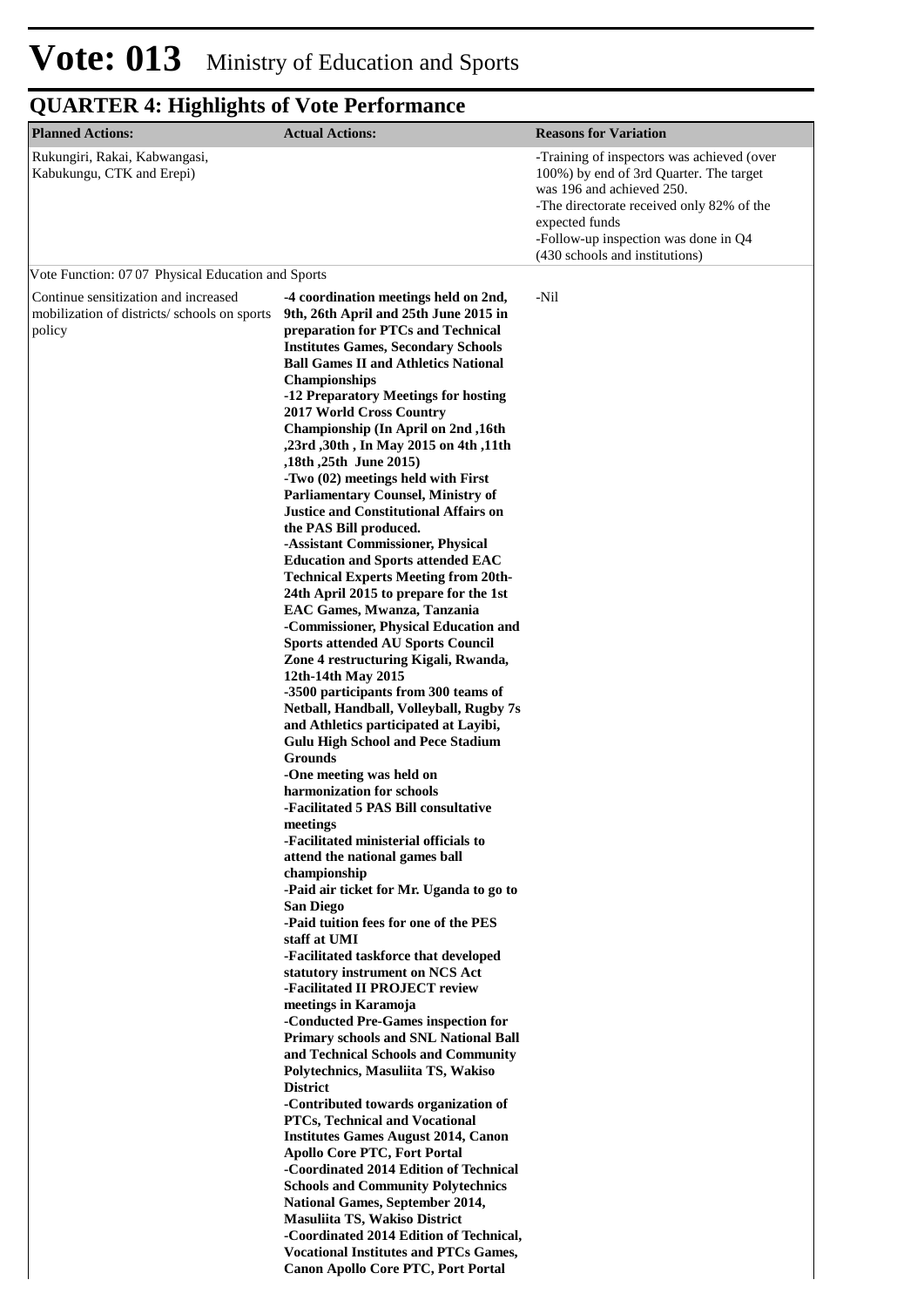# Vote: 013 Ministry of Education and Sports

## QUARTER 4: Highlights of Vote Performance

| Planned Actions: | Actual Actions: | Reasons for Variation |
|---|---|---|
| Rukungiri, Rakai, Kabwangasi, Kabukungu, CTK and Erepi) | | -Training of inspectors was achieved (over 100%) by end of 3rd Quarter. The target was 196 and achieved 250.<br>-The directorate received only 82% of the expected funds<br>-Follow-up inspection was done in Q4 (430 schools and institutions) |
| Vote Function: 07 07 Physical Education and Sports | | |
| Continue sensitization and increased mobilization of districts/ schools on sports policy | **-4 coordination meetings held on 2nd, 9th, 26th April and 25th June 2015 in preparation for PTCs and Technical Institutes Games, Secondary Schools Ball Games II and Athletics National Championships<br>-12 Preparatory Meetings for hosting 2017 World Cross Country Championship (In April on 2nd ,16th ,23rd ,30th , In May 2015 on 4th ,11th ,18th ,25th June 2015)<br>-Two (02) meetings held with First Parliamentary Counsel, Ministry of Justice and Constitutional Affairs on the PAS Bill produced.<br>-Assistant Commissioner, Physical Education and Sports attended EAC Technical Experts Meeting from 20th-24th April 2015 to prepare for the 1st EAC Games, Mwanza, Tanzania<br>-Commissioner, Physical Education and Sports attended AU Sports Council Zone 4 restructuring Kigali, Rwanda, 12th-14th May 2015<br>-3500 participants from 300 teams of Netball, Handball, Volleyball, Rugby 7s and Athletics participated at Layibi, Gulu High School and Pece Stadium Grounds<br>-One meeting was held on harmonization for schools<br>-Facilitated 5 PAS Bill consultative meetings<br>-Facilitated ministerial officials to attend the national games ball championship<br>-Paid air ticket for Mr. Uganda to go to San Diego<br>-Paid tuition fees for one of the PES staff at UMI<br>-Facilitated taskforce that developed statutory instrument on NCS Act<br>-Facilitated II PROJECT review meetings in Karamoja<br>-Conducted Pre-Games inspection for Primary schools and SNL National Ball and Technical Schools and Community Polytechnics, Masuliita TS, Wakiso District<br>-Contributed towards organization of PTCs, Technical and Vocational Institutes Games August 2014, Canon Apollo Core PTC, Fort Portal<br>-Coordinated 2014 Edition of Technical Schools and Community Polytechnics National Games, September 2014, Masuliita TS, Wakiso District<br>-Coordinated 2014 Edition of Technical, Vocational Institutes and PTCs Games, Canon Apollo Core PTC, Port Portal** | -Nil |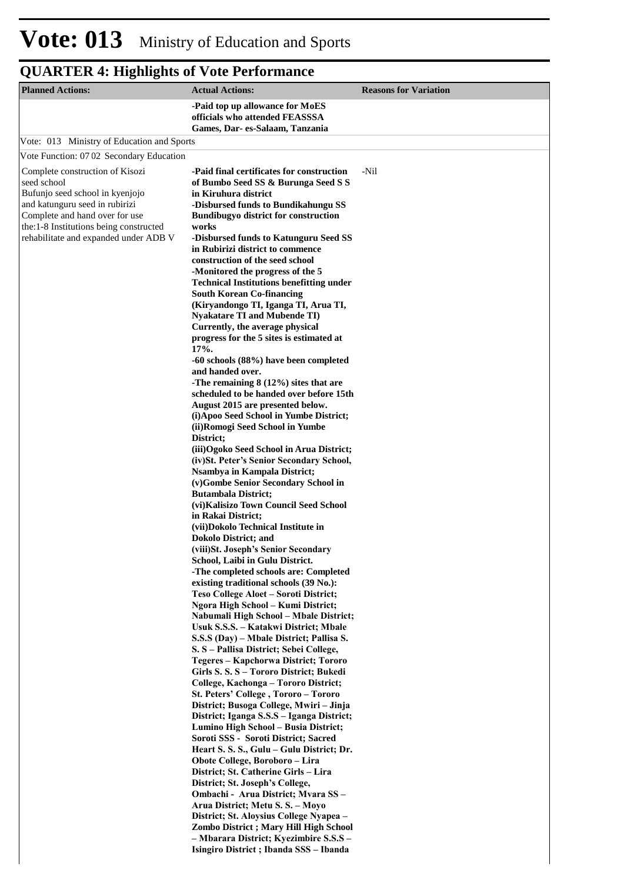# Vote: 013 Ministry of Education and Sports

## QUARTER 4: Highlights of Vote Performance

| Planned Actions: | Actual Actions: | Reasons for Variation |
|---|---|---|
| | **-Paid top up allowance for MoES officials who attended FEASSSA Games, Dar- es-Salaam, Tanzania** | |
| Vote: 013 Ministry of Education and Sports | | |
| Vote Function: 07 02 Secondary Education | | |
| Complete construction of Kisozi seed school<br>Bufunjo seed school in kyenjojo and katunguru seed in rubirizi<br>Complete and hand over for use the:1-8 Institutions being constructed rehabilitate and expanded under ADB V | **-Paid final certificates for construction of Bumbo Seed SS & Burunga Seed S S in Kiruhura district<br>-Disbursed funds to Bundikahungu SS Bundibugyo district for construction works<br>-Disbursed funds to Katunguru Seed SS in Rubirizi district to commence construction of the seed school<br>-Monitored the progress of the 5 Technical Institutions benefitting under South Korean Co-financing (Kiryandongo TI, Iganga TI, Arua TI, Nyakatare TI and Mubende TI) Currently, the average physical progress for the 5 sites is estimated at 17%.<br>-60 schools (88%) have been completed and handed over.<br>-The remaining 8 (12%) sites that are scheduled to be handed over before 15th August 2015 are presented below.<br>(i)Apoo Seed School in Yumbe District;<br>(ii)Romogi Seed School in Yumbe District;<br>(iii)Ogoko Seed School in Arua District;<br>(iv)St. Peter's Senior Secondary School, Nsambya in Kampala District;<br>(v)Gombe Senior Secondary School in Butambala District;<br>(vi)Kalisizo Town Council Seed School in Rakai District;<br>(vii)Dokolo Technical Institute in Dokolo District; and<br>(viii)St. Joseph's Senior Secondary School, Laibi in Gulu District.<br>-The completed schools are: Completed existing traditional schools (39 No.): Teso College Aloet – Soroti District; Ngora High School – Kumi District; Nabumali High School – Mbale District; Usuk S.S.S. – Katakwi District; Mbale S.S.S (Day) – Mbale District; Pallisa S. S. S – Pallisa District; Sebei College, Tegeres – Kapchorwa District; Tororo Girls S. S. S – Tororo District; Bukedi College, Kachonga – Tororo District; St. Peters' College , Tororo – Tororo District; Busoga College, Mwiri – Jinja District; Iganga S.S.S – Iganga District; Lumino High School – Busia District; Soroti SSS - Soroti District; Sacred Heart S. S. S., Gulu – Gulu District; Dr. Obote College, Boroboro – Lira District; St. Catherine Girls – Lira District; St. Joseph's College, Ombachi - Arua District; Mvara SS – Arua District; Metu S. S. – Moyo District; St. Aloysius College Nyapea – Zombo District ; Mary Hill High School – Mbarara District; Kyezimbire S.S.S – Isingiro District ; Ibanda SSS – Ibanda** | -Nil |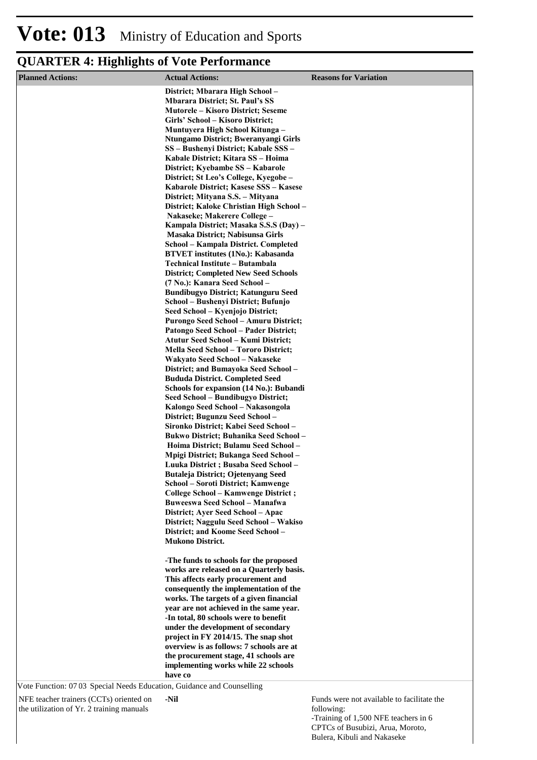# Vote: 013 Ministry of Education and Sports

## QUARTER 4: Highlights of Vote Performance

| Planned Actions: | Actual Actions: | Reasons for Variation |
|---|---|---|
| | **District; Mbarara High School – Mbarara District; St. Paul's SS Mutorele – Kisoro District; Seseme Girls' School – Kisoro District; Muntuyera High School Kitunga – Ntungamo District; Bweranyangi Girls SS – Bushenyi District; Kabale SSS – Kabale District; Kitara SS – Hoima District; Kyebambe SS – Kabarole District; St Leo's College, Kyegobe – Kabarole District; Kasese SSS – Kasese District; Mityana S.S. – Mityana District; Kaloke Christian High School – Nakaseke; Makerere College – Kampala District; Masaka S.S.S (Day) – Masaka District; Nabisunsa Girls School – Kampala District. Completed BTVET institutes (1No.): Kabasanda Technical Institute – Butambala District; Completed New Seed Schools (7 No.): Kanara Seed School – Bundibugyo District; Katunguru Seed School – Bushenyi District; Bufunjo Seed School – Kyenjojo District; Purongo Seed School – Amuru District; Patongo Seed School – Pader District; Atutur Seed School – Kumi District; Mella Seed School – Tororo District; Wakyato Seed School – Nakaseke District; and Bumayoka Seed School – Bududa District. Completed Seed Schools for expansion (14 No.): Bubandi Seed School – Bundibugyo District; Kalongo Seed School – Nakasongola District; Bugunzu Seed School – Sironko District; Kabei Seed School – Bukwo District; Buhanika Seed School – Hoima District; Bulamu Seed School – Mpigi District; Bukanga Seed School – Luuka District ; Busaba Seed School – Butaleja District; Ojetenyang Seed School – Soroti District; Kamwenge College School – Kamwenge District ; Buweeswa Seed School – Manafwa District; Ayer Seed School – Apac District; Naggulu Seed School – Wakiso District; and Koome Seed School – Mukono District.**<br><br>**-The funds to schools for the proposed works are released on a Quarterly basis. This affects early procurement and consequently the implementation of the works. The targets of a given financial year are not achieved in the same year.**<br>**-In total, 80 schools were to benefit under the development of secondary project in FY 2014/15. The snap shot overview is as follows: 7 schools are at the procurement stage, 41 schools are implementing works while 22 schools have co** | |
| Vote Function: 07 03 Special Needs Education, Guidance and Counselling | | |
| NFE teacher trainers (CCTs) oriented on the utilization of Yr. 2 training manuals | **-Nil** | Funds were not available to facilitate the following:<br>-Training of 1,500 NFE teachers in 6 CPTCs of Busubizi, Arua, Moroto, Bulera, Kibuli and Nakaseke |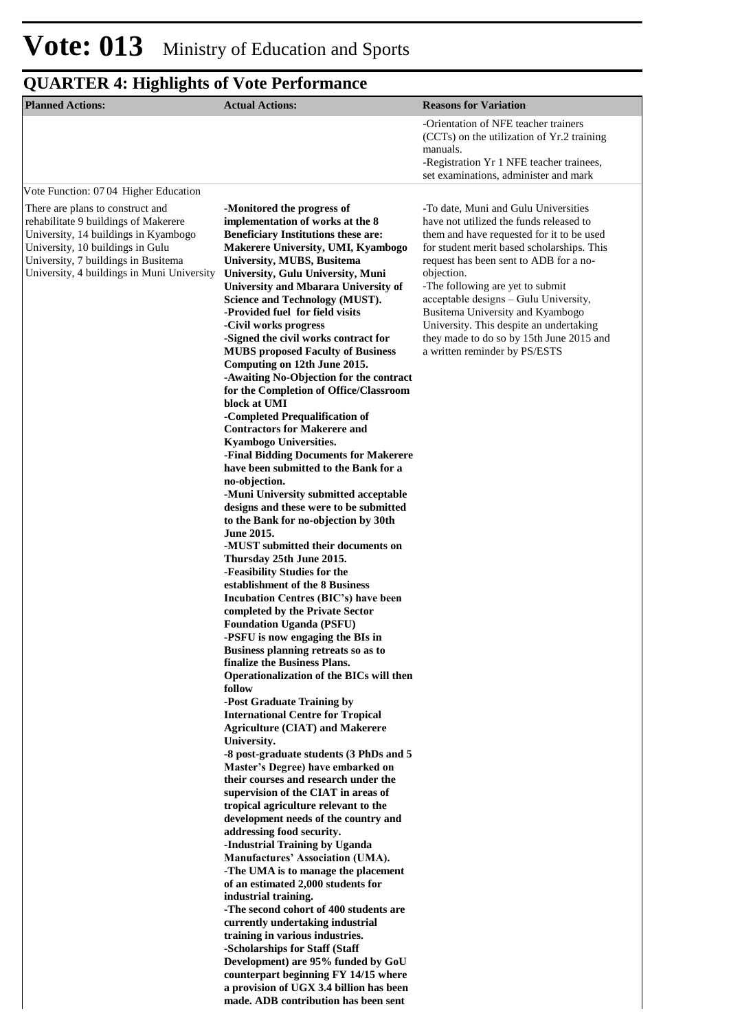# Vote: 013 Ministry of Education and Sports

## QUARTER 4: Highlights of Vote Performance

| Planned Actions: | Actual Actions: | Reasons for Variation |
|---|---|---|
| | | -Orientation of NFE teacher trainers (CCTs) on the utilization of Yr.2 training manuals.<br>-Registration Yr 1 NFE teacher trainees, set examinations, administer and mark |
| Vote Function: 07 04 Higher Education | | |
| There are plans to construct and rehabilitate 9 buildings of Makerere University, 14 buildings in Kyambogo University, 10 buildings in Gulu University, 7 buildings in Busitema University, 4 buildings in Muni University | **-Monitored the progress of implementation of works at the 8 Beneficiary Institutions these are: Makerere University, UMI, Kyambogo University, MUBS, Busitema University, Gulu University, Muni University and Mbarara University of Science and Technology (MUST).<br>-Provided fuel for field visits<br>-Civil works progress<br>-Signed the civil works contract for MUBS proposed Faculty of Business Computing on 12th June 2015.<br>-Awaiting No-Objection for the contract for the Completion of Office/Classroom block at UMI<br>-Completed Prequalification of Contractors for Makerere and Kyambogo Universities.<br>-Final Bidding Documents for Makerere have been submitted to the Bank for a no-objection.<br>-Muni University submitted acceptable designs and these were to be submitted to the Bank for no-objection by 30th June 2015.<br>-MUST submitted their documents on Thursday 25th June 2015.<br>-Feasibility Studies for the establishment of the 8 Business Incubation Centres (BIC's) have been completed by the Private Sector Foundation Uganda (PSFU)<br>-PSFU is now engaging the BIs in Business planning retreats so as to finalize the Business Plans. Operationalization of the BICs will then follow<br>-Post Graduate Training by International Centre for Tropical Agriculture (CIAT) and Makerere University.<br>-8 post-graduate students (3 PhDs and 5 Master's Degree) have embarked on their courses and research under the supervision of the CIAT in areas of tropical agriculture relevant to the development needs of the country and addressing food security.<br>-Industrial Training by Uganda Manufactures' Association (UMA).<br>-The UMA is to manage the placement of an estimated 2,000 students for industrial training.<br>-The second cohort of 400 students are currently undertaking industrial training in various industries.<br>-Scholarships for Staff (Staff Development) are 95% funded by GoU counterpart beginning FY 14/15 where a provision of UGX 3.4 billion has been made. ADB contribution has been sent** | -To date, Muni and Gulu Universities have not utilized the funds released to them and have requested for it to be used for student merit based scholarships. This request has been sent to ADB for a no-objection.<br>-The following are yet to submit acceptable designs – Gulu University, Busitema University and Kyambogo University. This despite an undertaking they made to do so by 15th June 2015 and a written reminder by PS/ESTS |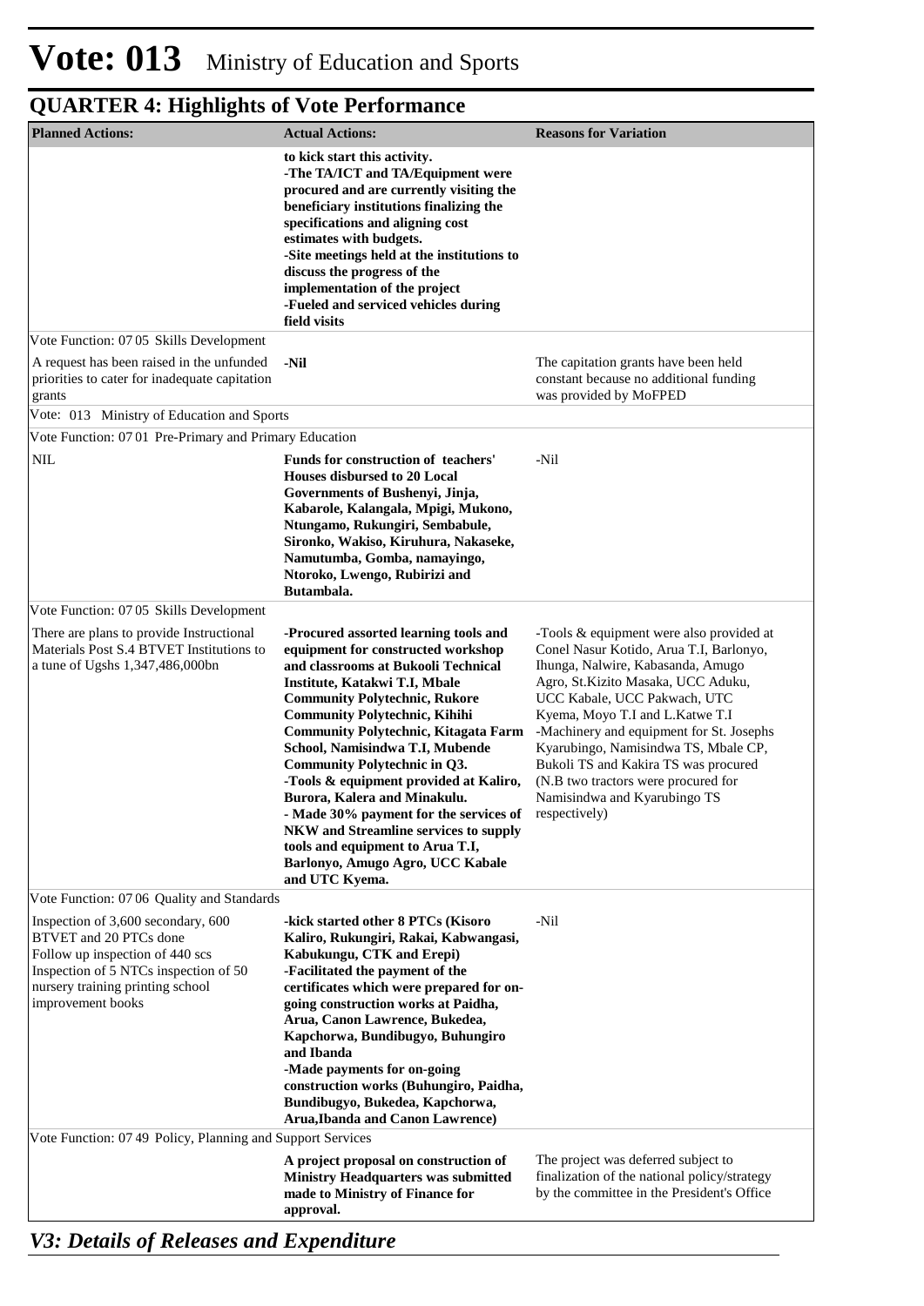# Vote: 013 Ministry of Education and Sports

## QUARTER 4: Highlights of Vote Performance

| Planned Actions: | Actual Actions: | Reasons for Variation |
|---|---|---|
| | **to kick start this activity.**<br>**-The TA/ICT and TA/Equipment were procured and are currently visiting the beneficiary institutions finalizing the specifications and aligning cost estimates with budgets.**<br>**-Site meetings held at the institutions to discuss the progress of the implementation of the project**<br>**-Fueled and serviced vehicles during field visits** | |
| Vote Function: 07 05 Skills Development | | |
| A request has been raised in the unfunded priorities to cater for inadequate capitation grants | **-Nil** | The capitation grants have been held constant because no additional funding was provided by MoFPED |
| Vote: 013 Ministry of Education and Sports | | |
| Vote Function: 07 01 Pre-Primary and Primary Education | | |
| NIL | **Funds for construction of teachers' Houses disbursed to 20 Local Governments of Bushenyi, Jinja, Kabarole, Kalangala, Mpigi, Mukono, Ntungamo, Rukungiri, Sembabule, Sironko, Wakiso, Kiruhura, Nakaseke, Namutumba, Gomba, namayingo, Ntoroko, Lwengo, Rubirizi and Butambala.** | -Nil |
| Vote Function: 07 05 Skills Development | | |
| There are plans to provide Instructional Materials Post S.4 BTVET Institutions to a tune of Ugshs 1,347,486,000bn | **-Procured assorted learning tools and equipment for constructed workshop and classrooms at Bukooli Technical Institute, Katakwi T.I, Mbale Community Polytechnic, Rukore Community Polytechnic, Kihihi Community Polytechnic, Kitagata Farm School, Namisindwa T.I, Mubende Community Polytechnic in Q3.**<br>**-Tools & equipment provided at Kaliro, Burora, Kalera and Minakulu.**<br>**- Made 30% payment for the services of NKW and Streamline services to supply tools and equipment to Arua T.I, Barlonyo, Amugo Agro, UCC Kabale and UTC Kyema.** | -Tools & equipment were also provided at Conel Nasur Kotido, Arua T.I, Barlonyo, Ihunga, Nalwire, Kabasanda, Amugo Agro, St.Kizito Masaka, UCC Aduku, UCC Kabale, UCC Pakwach, UTC Kyema, Moyo T.I and L.Katwe T.I<br>-Machinery and equipment for St. Josephs Kyarubingo, Namisindwa TS, Mbale CP, Bukoli TS and Kakira TS was procured (N.B two tractors were procured for Namisindwa and Kyarubingo TS respectively) |
| Vote Function: 07 06 Quality and Standards | | |
| Inspection of 3,600 secondary, 600 BTVET and 20 PTCs done<br>Follow up inspection of 440 scs<br>Inspection of 5 NTCs inspection of 50 nursery training printing school improvement books | **-kick started other 8 PTCs (Kisoro Kaliro, Rukungiri, Rakai, Kabwangasi, Kabukungu, CTK and Erepi)**<br>**-Facilitated the payment of the certificates which were prepared for on-going construction works at Paidha, Arua, Canon Lawrence, Bukedea, Kapchorwa, Bundibugyo, Buhungiro and Ibanda**<br>**-Made payments for on-going construction works (Buhungiro, Paidha, Bundibugyo, Bukedea, Kapchorwa, Arua,Ibanda and Canon Lawrence)** | -Nil |
| Vote Function: 07 49 Policy, Planning and Support Services | | |
| | **A project proposal on construction of Ministry Headquarters was submitted made to Ministry of Finance for approval.** | The project was deferred subject to finalization of the national policy/strategy by the committee in the President's Office |

## *V3: Details of Releases and Expenditure*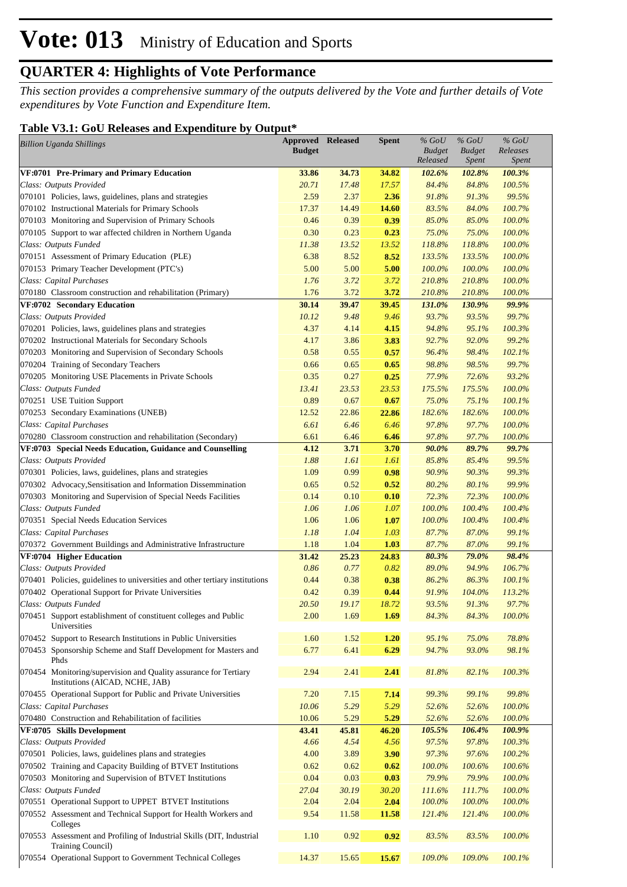# Vote: 013 Ministry of Education and Sports

## QUARTER 4: Highlights of Vote Performance

*This section provides a comprehensive summary of the outputs delivered by the Vote and further details of Vote expenditures by Vote Function and Expenditure Item.*

### Table V3.1: GoU Releases and Expenditure by Output*

| *Billion Uganda Shillings* | Approved Budget | Released | Spent | *% GoU Budget Released* | *% GoU Budget Spent* | *% GoU Releases Spent* |
|---|---|---|---|---|---|---|
| **VF:0701 Pre-Primary and Primary Education** | **33.86** | **34.73** | **34.82** | ***102.6%*** | ***102.8%*** | ***100.3%*** |
| *Class: Outputs Provided* | *20.71* | *17.48* | *17.57* | *84.4%* | *84.8%* | *100.5%* |
| 070101 Policies, laws, guidelines, plans and strategies | 2.59 | 2.37 | **2.36** | *91.8%* | *91.3%* | *99.5%* |
| 070102 Instructional Materials for Primary Schools | 17.37 | 14.49 | **14.60** | *83.5%* | *84.0%* | *100.7%* |
| 070103 Monitoring and Supervision of Primary Schools | 0.46 | 0.39 | **0.39** | *85.0%* | *85.0%* | *100.0%* |
| 070105 Support to war affected children in Northern Uganda | 0.30 | 0.23 | **0.23** | *75.0%* | *75.0%* | *100.0%* |
| *Class: Outputs Funded* | *11.38* | *13.52* | *13.52* | *118.8%* | *118.8%* | *100.0%* |
| 070151 Assessment of Primary Education (PLE) | 6.38 | 8.52 | **8.52** | *133.5%* | *133.5%* | *100.0%* |
| 070153 Primary Teacher Development (PTC's) | 5.00 | 5.00 | **5.00** | *100.0%* | *100.0%* | *100.0%* |
| *Class: Capital Purchases* | *1.76* | *3.72* | *3.72* | *210.8%* | *210.8%* | *100.0%* |
| 070180 Classroom construction and rehabilitation (Primary) | 1.76 | 3.72 | **3.72** | *210.8%* | *210.8%* | *100.0%* |
| **VF:0702 Secondary Education** | **30.14** | **39.47** | **39.45** | ***131.0%*** | ***130.9%*** | ***99.9%*** |
| *Class: Outputs Provided* | *10.12* | *9.48* | *9.46* | *93.7%* | *93.5%* | *99.7%* |
| 070201 Policies, laws, guidelines plans and strategies | 4.37 | 4.14 | **4.15** | *94.8%* | *95.1%* | *100.3%* |
| 070202 Instructional Materials for Secondary Schools | 4.17 | 3.86 | **3.83** | *92.7%* | *92.0%* | *99.2%* |
| 070203 Monitoring and Supervision of Secondary Schools | 0.58 | 0.55 | **0.57** | *96.4%* | *98.4%* | *102.1%* |
| 070204 Training of Secondary Teachers | 0.66 | 0.65 | **0.65** | *98.8%* | *98.5%* | *99.7%* |
| 070205 Monitoring USE Placements in Private Schools | 0.35 | 0.27 | **0.25** | *77.9%* | *72.6%* | *93.2%* |
| *Class: Outputs Funded* | *13.41* | *23.53* | *23.53* | *175.5%* | *175.5%* | *100.0%* |
| 070251 USE Tuition Support | 0.89 | 0.67 | **0.67** | *75.0%* | *75.1%* | *100.1%* |
| 070253 Secondary Examinations (UNEB) | 12.52 | 22.86 | **22.86** | *182.6%* | *182.6%* | *100.0%* |
| *Class: Capital Purchases* | *6.61* | *6.46* | *6.46* | *97.8%* | *97.7%* | *100.0%* |
| 070280 Classroom construction and rehabilitation (Secondary) | 6.61 | 6.46 | **6.46** | *97.8%* | *97.7%* | *100.0%* |
| **VF:0703 Special Needs Education, Guidance and Counselling** | **4.12** | **3.71** | **3.70** | ***90.0%*** | ***89.7%*** | ***99.7%*** |
| *Class: Outputs Provided* | *1.88* | *1.61* | *1.61* | *85.8%* | *85.4%* | *99.5%* |
| 070301 Policies, laws, guidelines, plans and strategies | 1.09 | 0.99 | **0.98** | *90.9%* | *90.3%* | *99.3%* |
| 070302 Advocacy,Sensitisation and Information Dissemination | 0.65 | 0.52 | **0.52** | *80.2%* | *80.1%* | *99.9%* |
| 070303 Monitoring and Supervision of Special Needs Facilities | 0.14 | 0.10 | **0.10** | *72.3%* | *72.3%* | *100.0%* |
| *Class: Outputs Funded* | *1.06* | *1.06* | *1.07* | *100.0%* | *100.4%* | *100.4%* |
| 070351 Special Needs Education Services | 1.06 | 1.06 | **1.07** | *100.0%* | *100.4%* | *100.4%* |
| *Class: Capital Purchases* | *1.18* | *1.04* | *1.03* | *87.7%* | *87.0%* | *99.1%* |
| 070372 Government Buildings and Administrative Infrastructure | 1.18 | 1.04 | **1.03** | *87.7%* | *87.0%* | *99.1%* |
| **VF:0704 Higher Education** | **31.42** | **25.23** | **24.83** | ***80.3%*** | ***79.0%*** | ***98.4%*** |
| *Class: Outputs Provided* | *0.86* | *0.77* | *0.82* | *89.0%* | *94.9%* | *106.7%* |
| 070401 Policies, guidelines to universities and other tertiary institutions | 0.44 | 0.38 | **0.38** | *86.2%* | *86.3%* | *100.1%* |
| 070402 Operational Support for Private Universities | 0.42 | 0.39 | **0.44** | *91.9%* | *104.0%* | *113.2%* |
| *Class: Outputs Funded* | *20.50* | *19.17* | *18.72* | *93.5%* | *91.3%* | *97.7%* |
| 070451 Support establishment of constituent colleges and Public Universities | 2.00 | 1.69 | **1.69** | *84.3%* | *84.3%* | *100.0%* |
| 070452 Support to Research Institutions in Public Universities | 1.60 | 1.52 | **1.20** | *95.1%* | *75.0%* | *78.8%* |
| 070453 Sponsorship Scheme and Staff Development for Masters and Phds | 6.77 | 6.41 | **6.29** | *94.7%* | *93.0%* | *98.1%* |
| 070454 Monitoring/supervision and Quality assurance for Tertiary Institutions (AICAD, NCHE, JAB) | 2.94 | 2.41 | **2.41** | *81.8%* | *82.1%* | *100.3%* |
| 070455 Operational Support for Public and Private Universities | 7.20 | 7.15 | **7.14** | *99.3%* | *99.1%* | *99.8%* |
| *Class: Capital Purchases* | *10.06* | *5.29* | *5.29* | *52.6%* | *52.6%* | *100.0%* |
| 070480 Construction and Rehabilitation of facilities | 10.06 | 5.29 | **5.29** | *52.6%* | *52.6%* | *100.0%* |
| **VF:0705 Skills Development** | **43.41** | **45.81** | **46.20** | ***105.5%*** | ***106.4%*** | ***100.9%*** |
| *Class: Outputs Provided* | *4.66* | *4.54* | *4.56* | *97.5%* | *97.8%* | *100.3%* |
| 070501 Policies, laws, guidelines plans and strategies | 4.00 | 3.89 | **3.90** | *97.3%* | *97.6%* | *100.2%* |
| 070502 Training and Capacity Building of BTVET Institutions | 0.62 | 0.62 | **0.62** | *100.0%* | *100.6%* | *100.6%* |
| 070503 Monitoring and Supervision of BTVET Institutions | 0.04 | 0.03 | **0.03** | *79.9%* | *79.9%* | *100.0%* |
| *Class: Outputs Funded* | *27.04* | *30.19* | *30.20* | *111.6%* | *111.7%* | *100.0%* |
| 070551 Operational Support to UPPET BTVET Institutions | 2.04 | 2.04 | **2.04** | *100.0%* | *100.0%* | *100.0%* |
| 070552 Assessment and Technical Support for Health Workers and Colleges | 9.54 | 11.58 | **11.58** | *121.4%* | *121.4%* | *100.0%* |
| 070553 Assessment and Profiling of Industrial Skills (DIT, Industrial Training Council) | 1.10 | 0.92 | **0.92** | *83.5%* | *83.5%* | *100.0%* |
| 070554 Operational Support to Government Technical Colleges | 14.37 | 15.65 | **15.67** | *109.0%* | *109.0%* | *100.1%* |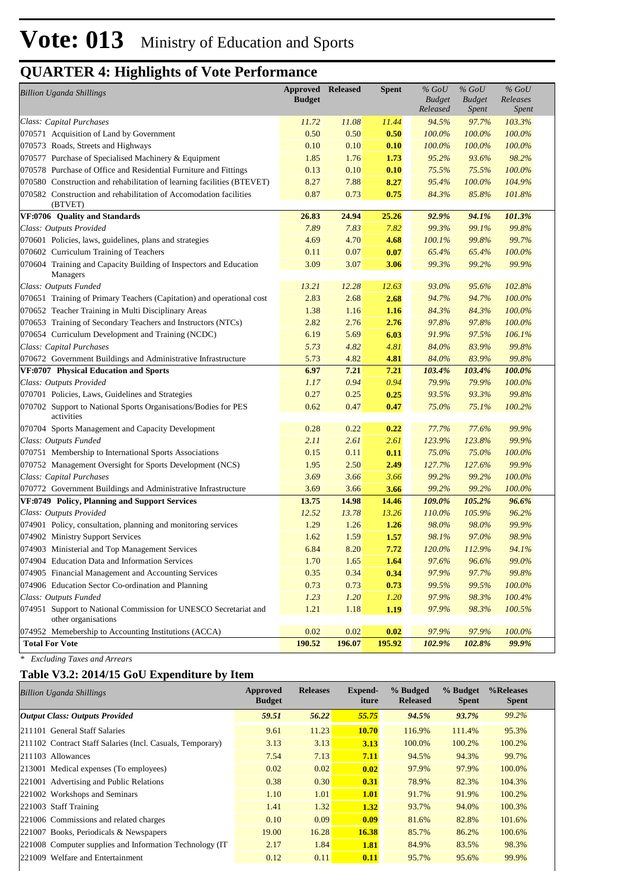# Vote: 013 Ministry of Education and Sports

## QUARTER 4: Highlights of Vote Performance

| *Billion Uganda Shillings* | Approved Budget | Released | Spent | *% GoU Budget Released* | *% GoU Budget Spent* | *% GoU Releases Spent* |
|---|---|---|---|---|---|---|
| *Class: Capital Purchases* | *11.72* | *11.08* | *11.44* | *94.5%* | *97.7%* | *103.3%* |
| 070571 Acquisition of Land by Government | 0.50 | 0.50 | **0.50** | *100.0%* | *100.0%* | *100.0%* |
| 070573 Roads, Streets and Highways | 0.10 | 0.10 | **0.10** | *100.0%* | *100.0%* | *100.0%* |
| 070577 Purchase of Specialised Machinery & Equipment | 1.85 | 1.76 | **1.73** | *95.2%* | *93.6%* | *98.2%* |
| 070578 Purchase of Office and Residential Furniture and Fittings | 0.13 | 0.10 | **0.10** | *75.5%* | *75.5%* | *100.0%* |
| 070580 Construction and rehabilitation of learning facilities (BTEVET) | 8.27 | 7.88 | **8.27** | *95.4%* | *100.0%* | *104.9%* |
| 070582 Construction and rehabilitation of Accomodation facilities (BTVET) | 0.87 | 0.73 | **0.75** | *84.3%* | *85.8%* | *101.8%* |
| **VF:0706 Quality and Standards** | **26.83** | **24.94** | **25.26** | ***92.9%*** | ***94.1%*** | ***101.3%*** |
| *Class: Outputs Provided* | *7.89* | *7.83* | *7.82* | *99.3%* | *99.1%* | *99.8%* |
| 070601 Policies, laws, guidelines, plans and strategies | 4.69 | 4.70 | **4.68** | *100.1%* | *99.8%* | *99.7%* |
| 070602 Curriculum Training of Teachers | 0.11 | 0.07 | **0.07** | *65.4%* | *65.4%* | *100.0%* |
| 070604 Training and Capacity Building of Inspectors and Education Managers | 3.09 | 3.07 | **3.06** | *99.3%* | *99.2%* | *99.9%* |
| *Class: Outputs Funded* | *13.21* | *12.28* | *12.63* | *93.0%* | *95.6%* | *102.8%* |
| 070651 Training of Primary Teachers (Capitation) and operational cost | 2.83 | 2.68 | **2.68** | *94.7%* | *94.7%* | *100.0%* |
| 070652 Teacher Training in Multi Disciplinary Areas | 1.38 | 1.16 | **1.16** | *84.3%* | *84.3%* | *100.0%* |
| 070653 Training of Secondary Teachers and Instructors (NTCs) | 2.82 | 2.76 | **2.76** | *97.8%* | *97.8%* | *100.0%* |
| 070654 Curriculum Development and Training (NCDC) | 6.19 | 5.69 | **6.03** | *91.9%* | *97.5%* | *106.1%* |
| *Class: Capital Purchases* | *5.73* | *4.82* | *4.81* | *84.0%* | *83.9%* | *99.8%* |
| 070672 Government Buildings and Administrative Infrastructure | 5.73 | 4.82 | **4.81** | *84.0%* | *83.9%* | *99.8%* |
| **VF:0707 Physical Education and Sports** | **6.97** | **7.21** | **7.21** | ***103.4%*** | ***103.4%*** | ***100.0%*** |
| *Class: Outputs Provided* | *1.17* | *0.94* | *0.94* | *79.9%* | *79.9%* | *100.0%* |
| 070701 Policies, Laws, Guidelines and Strategies | 0.27 | 0.25 | **0.25** | *93.5%* | *93.3%* | *99.8%* |
| 070702 Support to National Sports Organisations/Bodies for PES activities | 0.62 | 0.47 | **0.47** | *75.0%* | *75.1%* | *100.2%* |
| 070704 Sports Management and Capacity Development | 0.28 | 0.22 | **0.22** | *77.7%* | *77.6%* | *99.9%* |
| *Class: Outputs Funded* | *2.11* | *2.61* | *2.61* | *123.9%* | *123.8%* | *99.9%* |
| 070751 Membership to International Sports Associations | 0.15 | 0.11 | **0.11** | *75.0%* | *75.0%* | *100.0%* |
| 070752 Management Oversight for Sports Development (NCS) | 1.95 | 2.50 | **2.49** | *127.7%* | *127.6%* | *99.9%* |
| *Class: Capital Purchases* | *3.69* | *3.66* | *3.66* | *99.2%* | *99.2%* | *100.0%* |
| 070772 Government Buildings and Administrative Infrastructure | 3.69 | 3.66 | **3.66** | *99.2%* | *99.2%* | *100.0%* |
| **VF:0749 Policy, Planning and Support Services** | **13.75** | **14.98** | **14.46** | ***109.0%*** | ***105.2%*** | ***96.6%*** |
| *Class: Outputs Provided* | *12.52* | *13.78* | *13.26* | *110.0%* | *105.9%* | *96.2%* |
| 074901 Policy, consultation, planning and monitoring services | 1.29 | 1.26 | **1.26** | *98.0%* | *98.0%* | *99.9%* |
| 074902 Ministry Support Services | 1.62 | 1.59 | **1.57** | *98.1%* | *97.0%* | *98.9%* |
| 074903 Ministerial and Top Management Services | 6.84 | 8.20 | **7.72** | *120.0%* | *112.9%* | *94.1%* |
| 074904 Education Data and Information Services | 1.70 | 1.65 | **1.64** | *97.6%* | *96.6%* | *99.0%* |
| 074905 Financial Management and Accounting Services | 0.35 | 0.34 | **0.34** | *97.9%* | *97.7%* | *99.8%* |
| 074906 Education Sector Co-ordination and Planning | 0.73 | 0.73 | **0.73** | *99.5%* | *99.5%* | *100.0%* |
| *Class: Outputs Funded* | *1.23* | *1.20* | *1.20* | *97.9%* | *98.3%* | *100.4%* |
| 074951 Support to National Commission for UNESCO Secretariat and other organisations | 1.21 | 1.18 | **1.19** | *97.9%* | *98.3%* | *100.5%* |
| 074952 Memebership to Accounting Institutions (ACCA) | 0.02 | 0.02 | **0.02** | *97.9%* | *97.9%* | *100.0%* |
| **Total For Vote** | **190.52** | **196.07** | **195.92** | ***102.9%*** | ***102.8%*** | ***99.9%*** |

* *Excluding Taxes and Arrears*

### Table V3.2: 2014/15 GoU Expenditure by Item

| *Billion Uganda Shillings* | Approved Budget | Releases | Expend-iture | % Budged Released | % Budget Spent | %Releases Spent |
|---|---|---|---|---|---|---|
| ***Output Class: Outputs Provided*** | ***59.51*** | ***56.22*** | ***55.75*** | ***94.5%*** | ***93.7%*** | *99.2%* |
| 211101 General Staff Salaries | 9.61 | 11.23 | **10.70** | 116.9% | 111.4% | 95.3% |
| 211102 Contract Staff Salaries (Incl. Casuals, Temporary) | 3.13 | 3.13 | **3.13** | 100.0% | 100.2% | 100.2% |
| 211103 Allowances | 7.54 | 7.13 | **7.11** | 94.5% | 94.3% | 99.7% |
| 213001 Medical expenses (To employees) | 0.02 | 0.02 | **0.02** | 97.9% | 97.9% | 100.0% |
| 221001 Advertising and Public Relations | 0.38 | 0.30 | **0.31** | 78.9% | 82.3% | 104.3% |
| 221002 Workshops and Seminars | 1.10 | 1.01 | **1.01** | 91.7% | 91.9% | 100.2% |
| 221003 Staff Training | 1.41 | 1.32 | **1.32** | 93.7% | 94.0% | 100.3% |
| 221006 Commissions and related charges | 0.10 | 0.09 | **0.09** | 81.6% | 82.8% | 101.6% |
| 221007 Books, Periodicals & Newspapers | 19.00 | 16.28 | **16.38** | 85.7% | 86.2% | 100.6% |
| 221008 Computer supplies and Information Technology (IT | 2.17 | 1.84 | **1.81** | 84.9% | 83.5% | 98.3% |
| 221009 Welfare and Entertainment | 0.12 | 0.11 | **0.11** | 95.7% | 95.6% | 99.9% |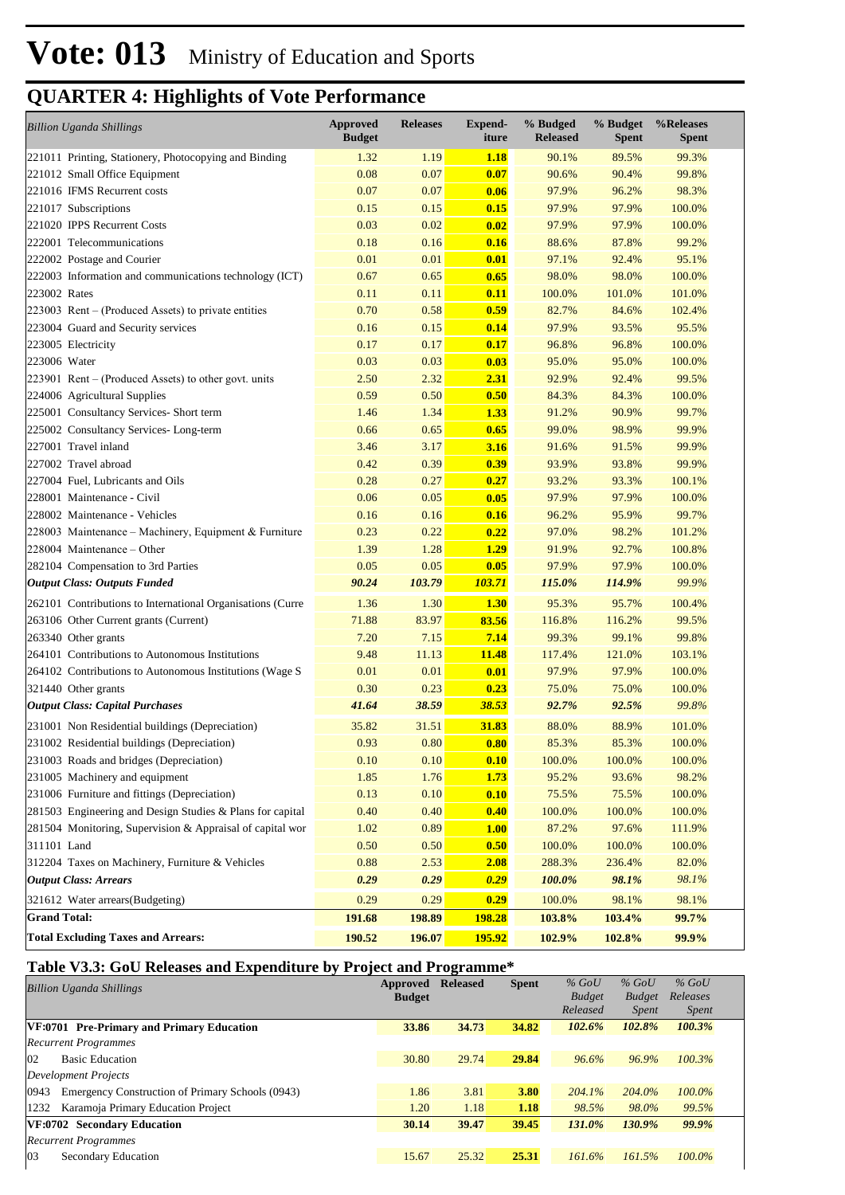# Vote: 013 Ministry of Education and Sports

## QUARTER 4: Highlights of Vote Performance

| *Billion Uganda Shillings* | Approved Budget | Releases | Expend-iture | % Budged Released | % Budget Spent | %Releases Spent |
|---|---|---|---|---|---|---|
| 221011 Printing, Stationery, Photocopying and Binding | 1.32 | 1.19 | **1.18** | 90.1% | 89.5% | 99.3% |
| 221012 Small Office Equipment | 0.08 | 0.07 | **0.07** | 90.6% | 90.4% | 99.8% |
| 221016 IFMS Recurrent costs | 0.07 | 0.07 | **0.06** | 97.9% | 96.2% | 98.3% |
| 221017 Subscriptions | 0.15 | 0.15 | **0.15** | 97.9% | 97.9% | 100.0% |
| 221020 IPPS Recurrent Costs | 0.03 | 0.02 | **0.02** | 97.9% | 97.9% | 100.0% |
| 222001 Telecommunications | 0.18 | 0.16 | **0.16** | 88.6% | 87.8% | 99.2% |
| 222002 Postage and Courier | 0.01 | 0.01 | **0.01** | 97.1% | 92.4% | 95.1% |
| 222003 Information and communications technology (ICT) | 0.67 | 0.65 | **0.65** | 98.0% | 98.0% | 100.0% |
| 223002 Rates | 0.11 | 0.11 | **0.11** | 100.0% | 101.0% | 101.0% |
| 223003 Rent – (Produced Assets) to private entities | 0.70 | 0.58 | **0.59** | 82.7% | 84.6% | 102.4% |
| 223004 Guard and Security services | 0.16 | 0.15 | **0.14** | 97.9% | 93.5% | 95.5% |
| 223005 Electricity | 0.17 | 0.17 | **0.17** | 96.8% | 96.8% | 100.0% |
| 223006 Water | 0.03 | 0.03 | **0.03** | 95.0% | 95.0% | 100.0% |
| 223901 Rent – (Produced Assets) to other govt. units | 2.50 | 2.32 | **2.31** | 92.9% | 92.4% | 99.5% |
| 224006 Agricultural Supplies | 0.59 | 0.50 | **0.50** | 84.3% | 84.3% | 100.0% |
| 225001 Consultancy Services- Short term | 1.46 | 1.34 | **1.33** | 91.2% | 90.9% | 99.7% |
| 225002 Consultancy Services- Long-term | 0.66 | 0.65 | **0.65** | 99.0% | 98.9% | 99.9% |
| 227001 Travel inland | 3.46 | 3.17 | **3.16** | 91.6% | 91.5% | 99.9% |
| 227002 Travel abroad | 0.42 | 0.39 | **0.39** | 93.9% | 93.8% | 99.9% |
| 227004 Fuel, Lubricants and Oils | 0.28 | 0.27 | **0.27** | 93.2% | 93.3% | 100.1% |
| 228001 Maintenance - Civil | 0.06 | 0.05 | **0.05** | 97.9% | 97.9% | 100.0% |
| 228002 Maintenance - Vehicles | 0.16 | 0.16 | **0.16** | 96.2% | 95.9% | 99.7% |
| 228003 Maintenance – Machinery, Equipment & Furniture | 0.23 | 0.22 | **0.22** | 97.0% | 98.2% | 101.2% |
| 228004 Maintenance – Other | 1.39 | 1.28 | **1.29** | 91.9% | 92.7% | 100.8% |
| 282104 Compensation to 3rd Parties | 0.05 | 0.05 | **0.05** | 97.9% | 97.9% | 100.0% |
| ***Output Class: Outputs Funded*** | ***90.24*** | ***103.79*** | ***103.71*** | ***115.0%*** | ***114.9%*** | *99.9%* |
| 262101 Contributions to International Organisations (Curre | 1.36 | 1.30 | **1.30** | 95.3% | 95.7% | 100.4% |
| 263106 Other Current grants (Current) | 71.88 | 83.97 | **83.56** | 116.8% | 116.2% | 99.5% |
| 263340 Other grants | 7.20 | 7.15 | **7.14** | 99.3% | 99.1% | 99.8% |
| 264101 Contributions to Autonomous Institutions | 9.48 | 11.13 | **11.48** | 117.4% | 121.0% | 103.1% |
| 264102 Contributions to Autonomous Institutions (Wage S | 0.01 | 0.01 | **0.01** | 97.9% | 97.9% | 100.0% |
| 321440 Other grants | 0.30 | 0.23 | **0.23** | 75.0% | 75.0% | 100.0% |
| ***Output Class: Capital Purchases*** | ***41.64*** | ***38.59*** | ***38.53*** | ***92.7%*** | ***92.5%*** | *99.8%* |
| 231001 Non Residential buildings (Depreciation) | 35.82 | 31.51 | **31.83** | 88.0% | 88.9% | 101.0% |
| 231002 Residential buildings (Depreciation) | 0.93 | 0.80 | **0.80** | 85.3% | 85.3% | 100.0% |
| 231003 Roads and bridges (Depreciation) | 0.10 | 0.10 | **0.10** | 100.0% | 100.0% | 100.0% |
| 231005 Machinery and equipment | 1.85 | 1.76 | **1.73** | 95.2% | 93.6% | 98.2% |
| 231006 Furniture and fittings (Depreciation) | 0.13 | 0.10 | **0.10** | 75.5% | 75.5% | 100.0% |
| 281503 Engineering and Design Studies & Plans for capital | 0.40 | 0.40 | **0.40** | 100.0% | 100.0% | 100.0% |
| 281504 Monitoring, Supervision & Appraisal of capital wor | 1.02 | 0.89 | **1.00** | 87.2% | 97.6% | 111.9% |
| 311101 Land | 0.50 | 0.50 | **0.50** | 100.0% | 100.0% | 100.0% |
| 312204 Taxes on Machinery, Furniture & Vehicles | 0.88 | 2.53 | **2.08** | 288.3% | 236.4% | 82.0% |
| ***Output Class: Arrears*** | ***0.29*** | ***0.29*** | ***0.29*** | ***100.0%*** | ***98.1%*** | *98.1%* |
| 321612 Water arrears(Budgeting) | 0.29 | 0.29 | **0.29** | 100.0% | 98.1% | 98.1% |
| **Grand Total:** | **191.68** | **198.89** | **198.28** | **103.8%** | **103.4%** | **99.7%** |
| **Total Excluding Taxes and Arrears:** | **190.52** | **196.07** | **195.92** | **102.9%** | **102.8%** | **99.9%** |

### Table V3.3: GoU Releases and Expenditure by Project and Programme*

| *Billion Uganda Shillings* | Approved Budget | Released | Spent | *% GoU Budget Released* | *% GoU Budget Spent* | *% GoU Releases Spent* |
|---|---|---|---|---|---|---|
| **VF:0701 Pre-Primary and Primary Education** | **33.86** | **34.73** | **34.82** | ***102.6%*** | ***102.8%*** | ***100.3%*** |
| *Recurrent Programmes* | | | | | | |
| 02 Basic Education | 30.80 | 29.74 | **29.84** | *96.6%* | *96.9%* | *100.3%* |
| *Development Projects* | | | | | | |
| 0943 Emergency Construction of Primary Schools (0943) | 1.86 | 3.81 | **3.80** | *204.1%* | *204.0%* | *100.0%* |
| 1232 Karamoja Primary Education Project | 1.20 | 1.18 | **1.18** | *98.5%* | *98.0%* | *99.5%* |
| **VF:0702 Secondary Education** | **30.14** | **39.47** | **39.45** | ***131.0%*** | ***130.9%*** | ***99.9%*** |
| *Recurrent Programmes* | | | | | | |
| 03 Secondary Education | 15.67 | 25.32 | **25.31** | *161.6%* | *161.5%* | *100.0%* |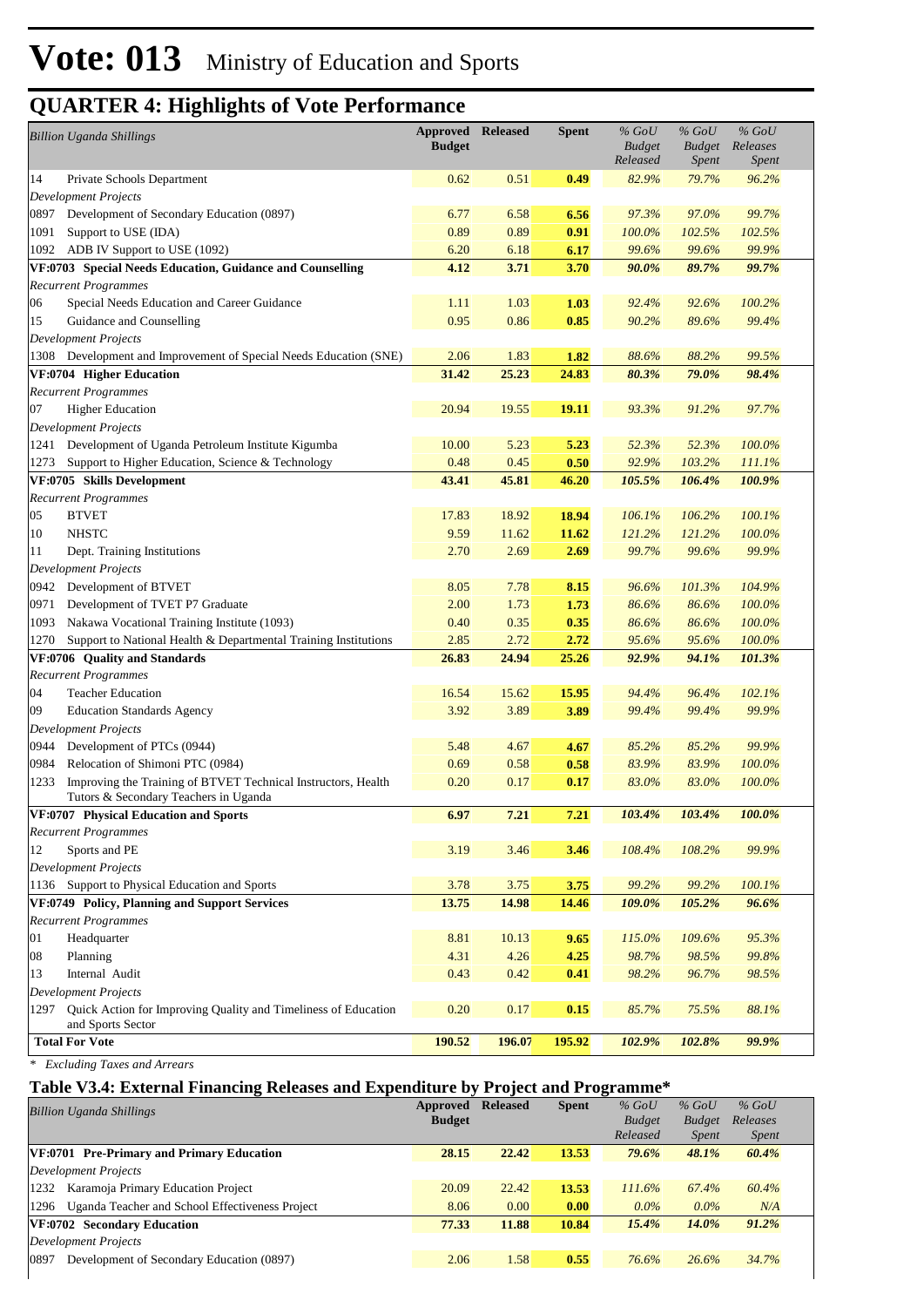# Vote: 013 Ministry of Education and Sports

## QUARTER 4: Highlights of Vote Performance

| *Billion Uganda Shillings* | Approved Budget | Released | Spent | *% GoU Budget Released* | *% GoU Budget Spent* | *% GoU Releases Spent* |
|---|---|---|---|---|---|---|
| 14 Private Schools Department | 0.62 | 0.51 | **0.49** | *82.9%* | *79.7%* | *96.2%* |
| *Development Projects* | | | | | | |
| 0897 Development of Secondary Education (0897) | 6.77 | 6.58 | **6.56** | *97.3%* | *97.0%* | *99.7%* |
| 1091 Support to USE (IDA) | 0.89 | 0.89 | **0.91** | *100.0%* | *102.5%* | *102.5%* |
| 1092 ADB IV Support to USE (1092) | 6.20 | 6.18 | **6.17** | *99.6%* | *99.6%* | *99.9%* |
| **VF:0703 Special Needs Education, Guidance and Counselling** | **4.12** | **3.71** | **3.70** | ***90.0%*** | ***89.7%*** | ***99.7%*** |
| *Recurrent Programmes* | | | | | | |
| 06 Special Needs Education and Career Guidance | 1.11 | 1.03 | **1.03** | *92.4%* | *92.6%* | *100.2%* |
| 15 Guidance and Counselling | 0.95 | 0.86 | **0.85** | *90.2%* | *89.6%* | *99.4%* |
| *Development Projects* | | | | | | |
| 1308 Development and Improvement of Special Needs Education (SNE) | 2.06 | 1.83 | **1.82** | *88.6%* | *88.2%* | *99.5%* |
| **VF:0704 Higher Education** | **31.42** | **25.23** | **24.83** | ***80.3%*** | ***79.0%*** | ***98.4%*** |
| *Recurrent Programmes* | | | | | | |
| 07 Higher Education | 20.94 | 19.55 | **19.11** | *93.3%* | *91.2%* | *97.7%* |
| *Development Projects* | | | | | | |
| 1241 Development of Uganda Petroleum Institute Kigumba | 10.00 | 5.23 | **5.23** | *52.3%* | *52.3%* | *100.0%* |
| 1273 Support to Higher Education, Science & Technology | 0.48 | 0.45 | **0.50** | *92.9%* | *103.2%* | *111.1%* |
| **VF:0705 Skills Development** | **43.41** | **45.81** | **46.20** | ***105.5%*** | ***106.4%*** | ***100.9%*** |
| *Recurrent Programmes* | | | | | | |
| 05 BTVET | 17.83 | 18.92 | **18.94** | *106.1%* | *106.2%* | *100.1%* |
| 10 NHSTC | 9.59 | 11.62 | **11.62** | *121.2%* | *121.2%* | *100.0%* |
| 11 Dept. Training Institutions | 2.70 | 2.69 | **2.69** | *99.7%* | *99.6%* | *99.9%* |
| *Development Projects* | | | | | | |
| 0942 Development of BTVET | 8.05 | 7.78 | **8.15** | *96.6%* | *101.3%* | *104.9%* |
| 0971 Development of TVET P7 Graduate | 2.00 | 1.73 | **1.73** | *86.6%* | *86.6%* | *100.0%* |
| 1093 Nakawa Vocational Training Institute (1093) | 0.40 | 0.35 | **0.35** | *86.6%* | *86.6%* | *100.0%* |
| 1270 Support to National Health & Departmental Training Institutions | 2.85 | 2.72 | **2.72** | *95.6%* | *95.6%* | *100.0%* |
| **VF:0706 Quality and Standards** | **26.83** | **24.94** | **25.26** | ***92.9%*** | ***94.1%*** | ***101.3%*** |
| *Recurrent Programmes* | | | | | | |
| 04 Teacher Education | 16.54 | 15.62 | **15.95** | *94.4%* | *96.4%* | *102.1%* |
| 09 Education Standards Agency | 3.92 | 3.89 | **3.89** | *99.4%* | *99.4%* | *99.9%* |
| *Development Projects* | | | | | | |
| 0944 Development of PTCs (0944) | 5.48 | 4.67 | **4.67** | *85.2%* | *85.2%* | *99.9%* |
| 0984 Relocation of Shimoni PTC (0984) | 0.69 | 0.58 | **0.58** | *83.9%* | *83.9%* | *100.0%* |
| 1233 Improving the Training of BTVET Technical Instructors, Health Tutors & Secondary Teachers in Uganda | 0.20 | 0.17 | **0.17** | *83.0%* | *83.0%* | *100.0%* |
| **VF:0707 Physical Education and Sports** | **6.97** | **7.21** | **7.21** | ***103.4%*** | ***103.4%*** | ***100.0%*** |
| *Recurrent Programmes* | | | | | | |
| 12 Sports and PE | 3.19 | 3.46 | **3.46** | *108.4%* | *108.2%* | *99.9%* |
| *Development Projects* | | | | | | |
| 1136 Support to Physical Education and Sports | 3.78 | 3.75 | **3.75** | *99.2%* | *99.2%* | *100.1%* |
| **VF:0749 Policy, Planning and Support Services** | **13.75** | **14.98** | **14.46** | ***109.0%*** | ***105.2%*** | ***96.6%*** |
| *Recurrent Programmes* | | | | | | |
| 01 Headquarter | 8.81 | 10.13 | **9.65** | *115.0%* | *109.6%* | *95.3%* |
| 08 Planning | 4.31 | 4.26 | **4.25** | *98.7%* | *98.5%* | *99.8%* |
| 13 Internal Audit | 0.43 | 0.42 | **0.41** | *98.2%* | *96.7%* | *98.5%* |
| *Development Projects* | | | | | | |
| 1297 Quick Action for Improving Quality and Timeliness of Education and Sports Sector | 0.20 | 0.17 | **0.15** | *85.7%* | *75.5%* | *88.1%* |
| **Total For Vote** | **190.52** | **196.07** | **195.92** | ***102.9%*** | ***102.8%*** | ***99.9%*** |

*\* Excluding Taxes and Arrears*

### Table V3.4: External Financing Releases and Expenditure by Project and Programme*

| *Billion Uganda Shillings* | Approved Budget | Released | Spent | *% GoU Budget Released* | *% GoU Budget Spent* | *% GoU Releases Spent* |
|---|---|---|---|---|---|---|
| **VF:0701 Pre-Primary and Primary Education** | **28.15** | **22.42** | **13.53** | ***79.6%*** | ***48.1%*** | ***60.4%*** |
| *Development Projects* | | | | | | |
| 1232 Karamoja Primary Education Project | 20.09 | 22.42 | **13.53** | *111.6%* | *67.4%* | *60.4%* |
| 1296 Uganda Teacher and School Effectiveness Project | 8.06 | 0.00 | **0.00** | *0.0%* | *0.0%* | *N/A* |
| **VF:0702 Secondary Education** | **77.33** | **11.88** | **10.84** | ***15.4%*** | ***14.0%*** | ***91.2%*** |
| *Development Projects* | | | | | | |
| 0897 Development of Secondary Education (0897) | 2.06 | 1.58 | **0.55** | *76.6%* | *26.6%* | *34.7%* |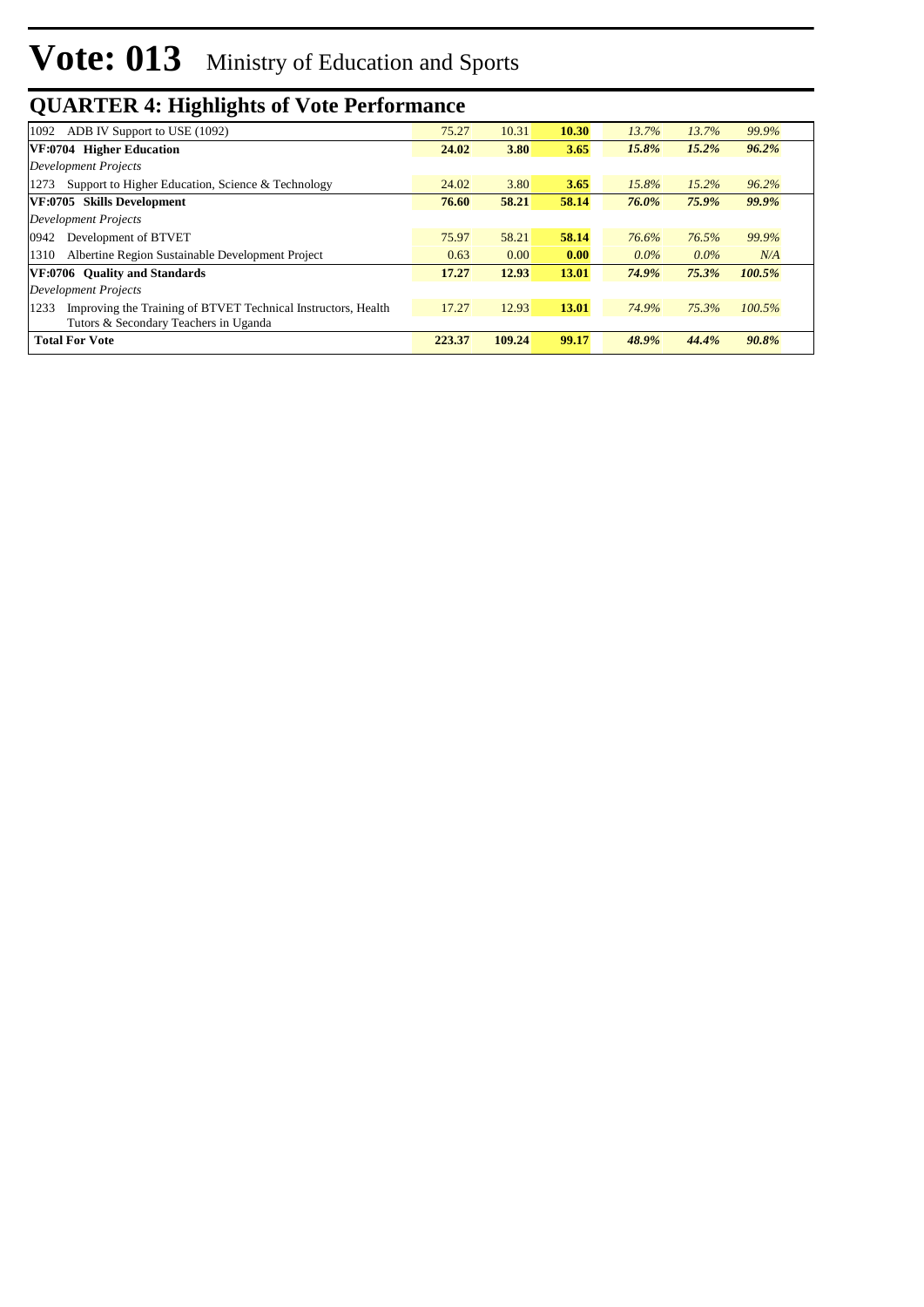# Vote: 013 Ministry of Education and Sports

## QUARTER 4: Highlights of Vote Performance

| | | | | | | |
|---|---|---|---|---|---|---|
| 1092 ADB IV Support to USE (1092) | 75.27 | 10.31 | **10.30** | *13.7%* | *13.7%* | *99.9%* |
| **VF:0704 Higher Education** | **24.02** | **3.80** | **3.65** | ***15.8%*** | ***15.2%*** | ***96.2%*** |
| *Development Projects* | | | | | | |
| 1273 Support to Higher Education, Science & Technology | 24.02 | 3.80 | **3.65** | *15.8%* | *15.2%* | *96.2%* |
| **VF:0705 Skills Development** | **76.60** | **58.21** | **58.14** | ***76.0%*** | ***75.9%*** | ***99.9%*** |
| *Development Projects* | | | | | | |
| 0942 Development of BTVET | 75.97 | 58.21 | **58.14** | *76.6%* | *76.5%* | *99.9%* |
| 1310 Albertine Region Sustainable Development Project | 0.63 | 0.00 | **0.00** | *0.0%* | *0.0%* | *N/A* |
| **VF:0706 Quality and Standards** | **17.27** | **12.93** | **13.01** | ***74.9%*** | ***75.3%*** | ***100.5%*** |
| *Development Projects* | | | | | | |
| 1233 Improving the Training of BTVET Technical Instructors, Health Tutors & Secondary Teachers in Uganda | 17.27 | 12.93 | **13.01** | *74.9%* | *75.3%* | *100.5%* |
| **Total For Vote** | **223.37** | **109.24** | **99.17** | ***48.9%*** | ***44.4%*** | ***90.8%*** |